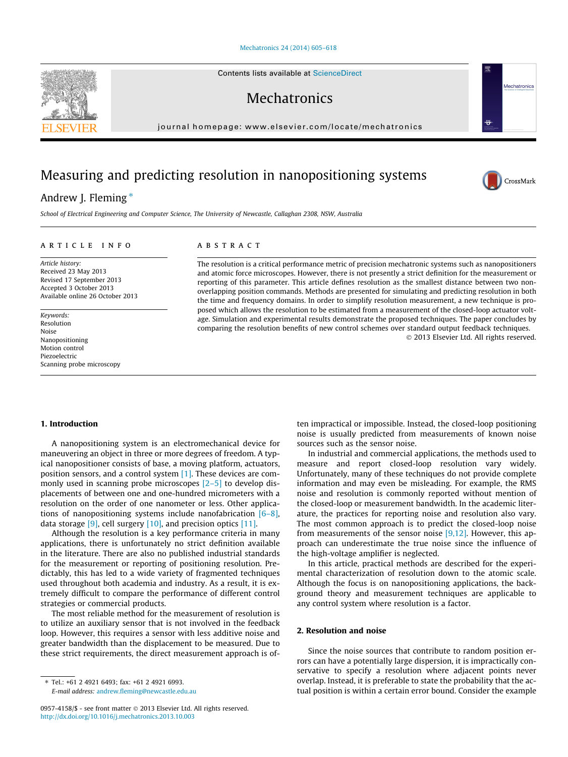# Measuring and predicting resolution in nanopositioning systems

Andrew J. Fleming *

*School of Electrical Engineering and Computer Science, The University of Newcastle, Callaghan 2308, NSW, Australia*

## ARTICLE INFO

*Article history:*
Received 23 May 2013
Revised 17 September 2013
Accepted 3 October 2013
Available online 26 October 2013

*Keywords:*
Resolution
Noise
Nanopositioning
Motion control
Piezoelectric
Scanning probe microscopy

## ABSTRACT

The resolution is a critical performance metric of precision mechatronic systems such as nanopositioners and atomic force microscopes. However, there is not presently a strict definition for the measurement or reporting of this parameter. This article defines resolution as the smallest distance between two non-overlapping position commands. Methods are presented for simulating and predicting resolution in both the time and frequency domains. In order to simplify resolution measurement, a new technique is proposed which allows the resolution to be estimated from a measurement of the closed-loop actuator voltage. Simulation and experimental results demonstrate the proposed techniques. The paper concludes by comparing the resolution benefits of new control schemes over standard output feedback techniques.

© 2013 Elsevier Ltd. All rights reserved.

## 1. Introduction

A nanopositioning system is an electromechanical device for maneuvering an object in three or more degrees of freedom. A typical nanopositioner consists of base, a moving platform, actuators, position sensors, and a control system [1]. These devices are commonly used in scanning probe microscopes [2–5] to develop displacements of between one and one-hundred micrometers with a resolution on the order of one nanometer or less. Other applications of nanopositioning systems include nanofabrication [6–8], data storage [9], cell surgery [10], and precision optics [11].

Although the resolution is a key performance criteria in many applications, there is unfortunately no strict definition available in the literature. There are also no published industrial standards for the measurement or reporting of positioning resolution. Predictably, this has led to a wide variety of fragmented techniques used throughout both academia and industry. As a result, it is extremely difficult to compare the performance of different control strategies or commercial products.

The most reliable method for the measurement of resolution is to utilize an auxiliary sensor that is not involved in the feedback loop. However, this requires a sensor with less additive noise and greater bandwidth than the displacement to be measured. Due to these strict requirements, the direct measurement approach is often impractical or impossible. Instead, the closed-loop positioning noise is usually predicted from measurements of known noise sources such as the sensor noise.

In industrial and commercial applications, the methods used to measure and report closed-loop resolution vary widely. Unfortunately, many of these techniques do not provide complete information and may even be misleading. For example, the RMS noise and resolution is commonly reported without mention of the closed-loop or measurement bandwidth. In the academic literature, the practices for reporting noise and resolution also vary. The most common approach is to predict the closed-loop noise from measurements of the sensor noise [9,12]. However, this approach can underestimate the true noise since the influence of the high-voltage amplifier is neglected.

In this article, practical methods are described for the experimental characterization of resolution down to the atomic scale. Although the focus is on nanopositioning applications, the background theory and measurement techniques are applicable to any control system where resolution is a factor.

## 2. Resolution and noise

Since the noise sources that contribute to random position errors can have a potentially large dispersion, it is impractically conservative to specify a resolution where adjacent points never overlap. Instead, it is preferable to state the probability that the actual position is within a certain error bound. Consider the example

* Tel.: +61 2 4921 6493; fax: +61 2 4921 6993.
*E-mail address:* andrew.fleming@newcastle.edu.au

0957-4158/$ - see front matter © 2013 Elsevier Ltd. All rights reserved.
http://dx.doi.org/10.1016/j.mechatronics.2013.10.003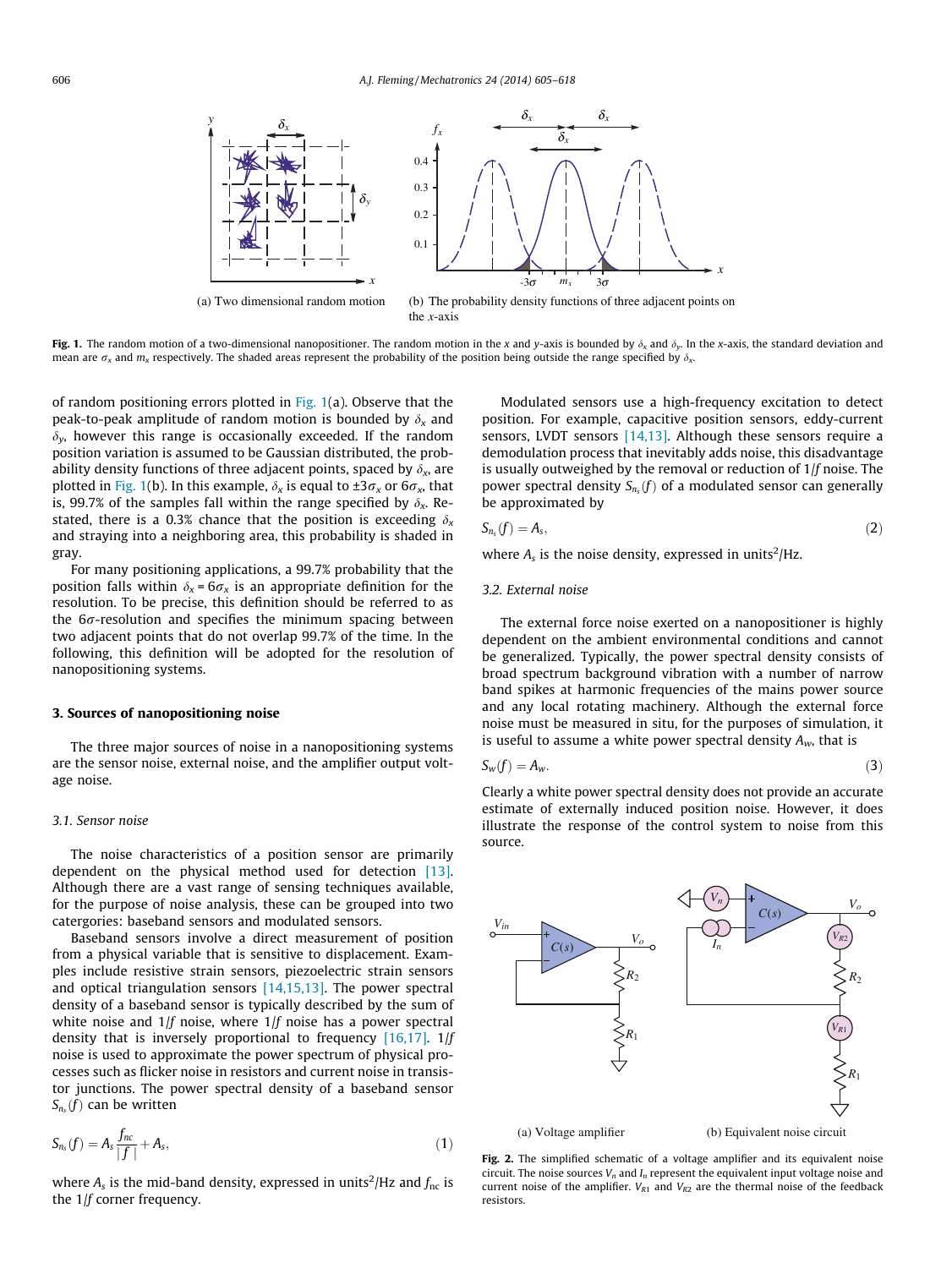(a) Two dimensional random motion

(b) The probability density functions of three adjacent points on the $x$-axis

**Fig. 1.** The random motion of a two-dimensional nanopositioner. The random motion in the $x$ and $y$-axis is bounded by $\delta_x$ and $\delta_y$. In the $x$-axis, the standard deviation and mean are $\sigma_x$ and $m_x$ respectively. The shaded areas represent the probability of the position being outside the range specified by $\delta_x$.

of random positioning errors plotted in Fig. 1(a). Observe that the peak-to-peak amplitude of random motion is bounded by $\delta_x$ and $\delta_y$, however this range is occasionally exceeded. If the random position variation is assumed to be Gaussian distributed, the probability density functions of three adjacent points, spaced by $\delta_x$, are plotted in Fig. 1(b). In this example, $\delta_x$ is equal to $\pm 3\sigma_x$ or $6\sigma_x$, that is, 99.7% of the samples fall within the range specified by $\delta_x$. Restated, there is a 0.3% chance that the position is exceeding $\delta_x$ and straying into a neighboring area, this probability is shaded in gray.

For many positioning applications, a 99.7% probability that the position falls within $\delta_x = 6\sigma_x$ is an appropriate definition for the resolution. To be precise, this definition should be referred to as the $6\sigma$-resolution and specifies the minimum spacing between two adjacent points that do not overlap 99.7% of the time. In the following, this definition will be adopted for the resolution of nanopositioning systems.

## 3. Sources of nanopositioning noise

The three major sources of noise in a nanopositioning systems are the sensor noise, external noise, and the amplifier output voltage noise.

### 3.1. Sensor noise

The noise characteristics of a position sensor are primarily dependent on the physical method used for detection [13]. Although there are a vast range of sensing techniques available, for the purpose of noise analysis, these can be grouped into two catergories: baseband sensors and modulated sensors.

Baseband sensors involve a direct measurement of position from a physical variable that is sensitive to displacement. Examples include resistive strain sensors, piezoelectric strain sensors and optical triangulation sensors [14,15,13]. The power spectral density of a baseband sensor is typically described by the sum of white noise and $1/f$ noise, where $1/f$ noise has a power spectral density that is inversely proportional to frequency [16,17]. $1/f$ noise is used to approximate the power spectrum of physical processes such as flicker noise in resistors and current noise in transistor junctions. The power spectral density of a baseband sensor $S_{n_s}(f)$ can be written

$$S_{n_s}(f) = A_s \frac{f_{nc}}{|f|} + A_s, \tag{1}$$

where $A_s$ is the mid-band density, expressed in units$^2$/Hz and $f_{nc}$ is the $1/f$ corner frequency.

Modulated sensors use a high-frequency excitation to detect position. For example, capacitive position sensors, eddy-current sensors, LVDT sensors [14,13]. Although these sensors require a demodulation process that inevitably adds noise, this disadvantage is usually outweighed by the removal or reduction of $1/f$ noise. The power spectral density $S_{n_s}(f)$ of a modulated sensor can generally be approximated by

$$S_{n_s}(f) = A_s, \tag{2}$$

where $A_s$ is the noise density, expressed in units$^2$/Hz.

### 3.2. External noise

The external force noise exerted on a nanopositioner is highly dependent on the ambient environmental conditions and cannot be generalized. Typically, the power spectral density consists of broad spectrum background vibration with a number of narrow band spikes at harmonic frequencies of the mains power source and any local rotating machinery. Although the external force noise must be measured in situ, for the purposes of simulation, it is useful to assume a white power spectral density $A_w$, that is

$$S_w(f) = A_w. \tag{3}$$

Clearly a white power spectral density does not provide an accurate estimate of externally induced position noise. However, it does illustrate the response of the control system to noise from this source.

(a) Voltage amplifier

(b) Equivalent noise circuit

**Fig. 2.** The simplified schematic of a voltage amplifier and its equivalent noise circuit. The noise sources $V_n$ and $I_n$ represent the equivalent input voltage noise and current noise of the amplifier. $V_{R1}$ and $V_{R2}$ are the thermal noise of the feedback resistors.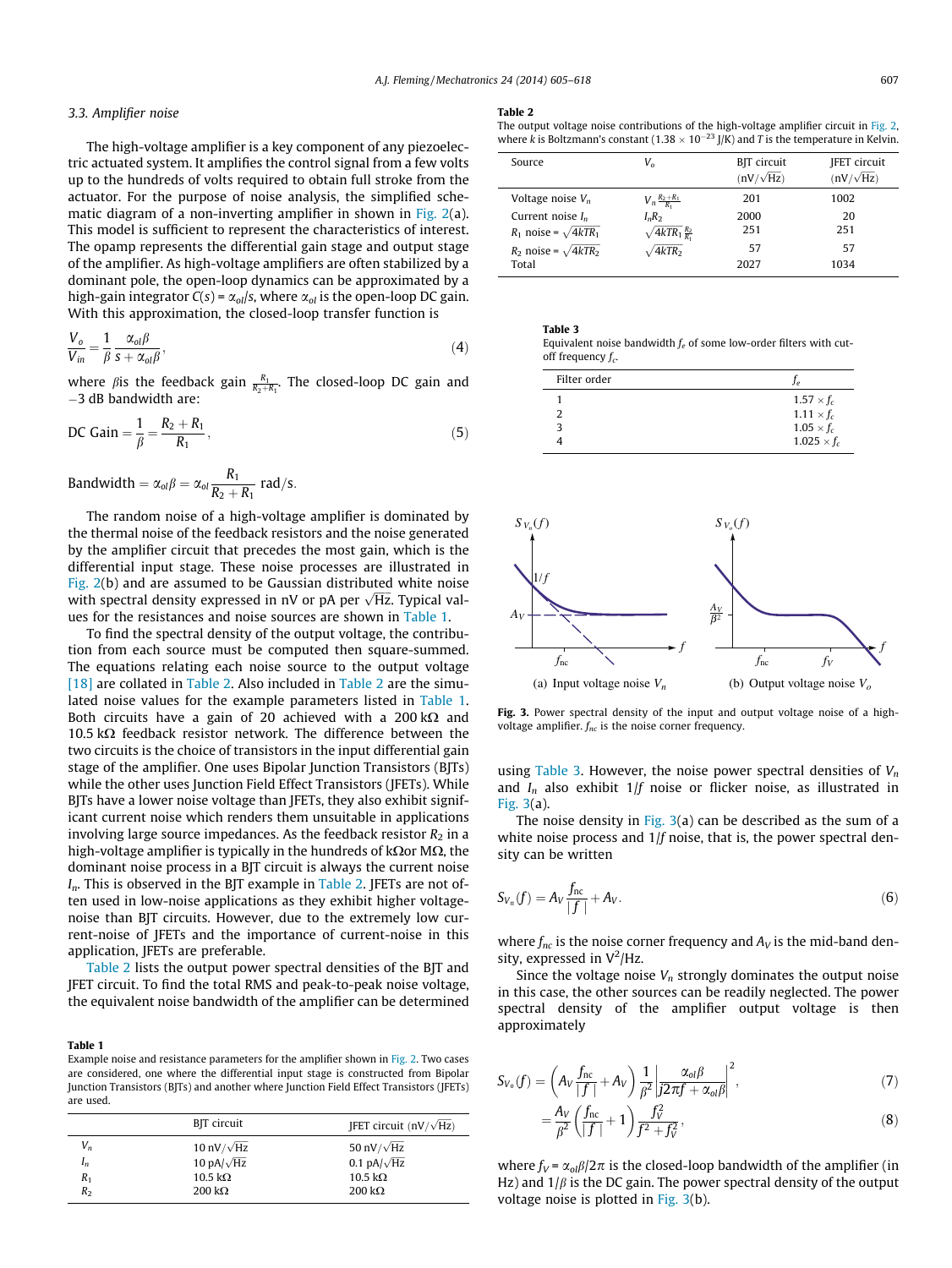### 3.3. Amplifier noise

The high-voltage amplifier is a key component of any piezoelectric actuated system. It amplifies the control signal from a few volts up to the hundreds of volts required to obtain full stroke from the actuator. For the purpose of noise analysis, the simplified schematic diagram of a non-inverting amplifier in shown in Fig. 2(a). This model is sufficient to represent the characteristics of interest. The opamp represents the differential gain stage and output stage of the amplifier. As high-voltage amplifiers are often stabilized by a dominant pole, the open-loop dynamics can be approximated by a high-gain integrator $C(s) = \alpha_{ol}/s$, where $\alpha_{ol}$ is the open-loop DC gain. With this approximation, the closed-loop transfer function is

$$\frac{V_o}{V_{in}} = \frac{1}{\beta} \frac{\alpha_{ol}\beta}{s + \alpha_{ol}\beta}, \tag{4}$$

where $\beta$is the feedback gain $\frac{R_1}{R_2+R_1}$. The closed-loop DC gain and $-3$ dB bandwidth are:

$$\text{DC Gain} = \frac{1}{\beta} = \frac{R_2 + R_1}{R_1}, \tag{5}$$

$$\text{Bandwidth} = \alpha_{ol}\beta = \alpha_{ol}\frac{R_1}{R_2 + R_1} \text{ rad/s}.$$

The random noise of a high-voltage amplifier is dominated by the thermal noise of the feedback resistors and the noise generated by the amplifier circuit that precedes the most gain, which is the differential input stage. These noise processes are illustrated in Fig. 2(b) and are assumed to be Gaussian distributed white noise with spectral density expressed in nV or pA per $\sqrt{\text{Hz}}$. Typical values for the resistances and noise sources are shown in Table 1.

To find the spectral density of the output voltage, the contribution from each noise source must be computed then square-summed. The equations relating each noise source to the output voltage [18] are collated in Table 2. Also included in Table 2 are the simulated noise values for the example parameters listed in Table 1. Both circuits have a gain of 20 achieved with a 200 kΩ and 10.5 kΩ feedback resistor network. The difference between the two circuits is the choice of transistors in the input differential gain stage of the amplifier. One uses Bipolar Junction Transistors (BJTs) while the other uses Junction Field Effect Transistors (JFETs). While BJTs have a lower noise voltage than JFETs, they also exhibit significant current noise which renders them unsuitable in applications involving large source impedances. As the feedback resistor $R_2$ in a high-voltage amplifier is typically in the hundreds of kΩor MΩ, the dominant noise process in a BJT circuit is always the current noise $I_n$. This is observed in the BJT example in Table 2. JFETs are not often used in low-noise applications as they exhibit higher voltage-noise than BJT circuits. However, due to the extremely low current-noise of JFETs and the importance of current-noise in this application, JFETs are preferable.

Table 2 lists the output power spectral densities of the BJT and JFET circuit. To find the total RMS and peak-to-peak noise voltage, the equivalent noise bandwidth of the amplifier can be determined using Table 3. However, the noise power spectral densities of $V_n$ and $I_n$ also exhibit $1/f$ noise or flicker noise, as illustrated in Fig. 3(a).

The noise density in Fig. 3(a) can be described as the sum of a white noise process and $1/f$ noise, that is, the power spectral density can be written

$$S_{V_n}(f) = A_V \frac{f_{nc}}{|f|} + A_V. \tag{6}$$

where $f_{nc}$ is the noise corner frequency and $A_V$ is the mid-band density, expressed in $\text{V}^2$/Hz.

Since the voltage noise $V_n$ strongly dominates the output noise in this case, the other sources can be readily neglected. The power spectral density of the amplifier output voltage is then approximately

$$S_{V_o}(f) = \left(A_V \frac{f_{nc}}{|f|} + A_V\right) \frac{1}{\beta^2} \left|\frac{\alpha_{ol}\beta}{j2\pi f + \alpha_{ol}\beta}\right|^2, \tag{7}$$

$$= \frac{A_V}{\beta^2}\left(\frac{f_{nc}}{|f|} + 1\right)\frac{f_V^2}{f^2 + f_V^2}, \tag{8}$$

where $f_V = \alpha_{ol}\beta/2\pi$ is the closed-loop bandwidth of the amplifier (in Hz) and $1/\beta$ is the DC gain. The power spectral density of the output voltage noise is plotted in Fig. 3(b).

**Table 1**
Example noise and resistance parameters for the amplifier shown in Fig. 2. Two cases are considered, one where the differential input stage is constructed from Bipolar Junction Transistors (BJTs) and another where Junction Field Effect Transistors (JFETs) are used.

| | BJT circuit | JFET circuit (nV/$\sqrt{\text{Hz}}$) |
|---|---|---|
| $V_n$ | 10 nV/$\sqrt{\text{Hz}}$ | 50 nV/$\sqrt{\text{Hz}}$ |
| $I_n$ | 10 pA/$\sqrt{\text{Hz}}$ | 0.1 pA/$\sqrt{\text{Hz}}$ |
| $R_1$ | 10.5 kΩ | 10.5 kΩ |
| $R_2$ | 200 kΩ | 200 kΩ |

**Table 2**
The output voltage noise contributions of the high-voltage amplifier circuit in Fig. 2, where $k$ is Boltzmann's constant ($1.38 \times 10^{-23}$ J/K) and $T$ is the temperature in Kelvin.

| Source | $V_o$ | BJT circuit (nV/$\sqrt{\text{Hz}}$) | JFET circuit (nV/$\sqrt{\text{Hz}}$) |
|---|---|---|---|
| Voltage noise $V_n$ | $V_n\frac{R_2+R_1}{R_1}$ | 201 | 1002 |
| Current noise $I_n$ | $I_nR_2$ | 2000 | 20 |
| $R_1$ noise = $\sqrt{4kTR_1}$ | $\sqrt{4kTR_1}\frac{R_2}{R_1}$ | 251 | 251 |
| $R_2$ noise = $\sqrt{4kTR_2}$ | $\sqrt{4kTR_2}$ | 57 | 57 |
| Total | | 2027 | 1034 |

**Table 3**
Equivalent noise bandwidth $f_e$ of some low-order filters with cut-off frequency $f_c$.

| Filter order | $f_e$ |
|---|---|
| 1 | $1.57 \times f_c$ |
| 2 | $1.11 \times f_c$ |
| 3 | $1.05 \times f_c$ |
| 4 | $1.025 \times f_c$ |

(a) Input voltage noise $V_n$ (b) Output voltage noise $V_o$

**Fig. 3.** Power spectral density of the input and output voltage noise of a high-voltage amplifier. $f_{nc}$ is the noise corner frequency.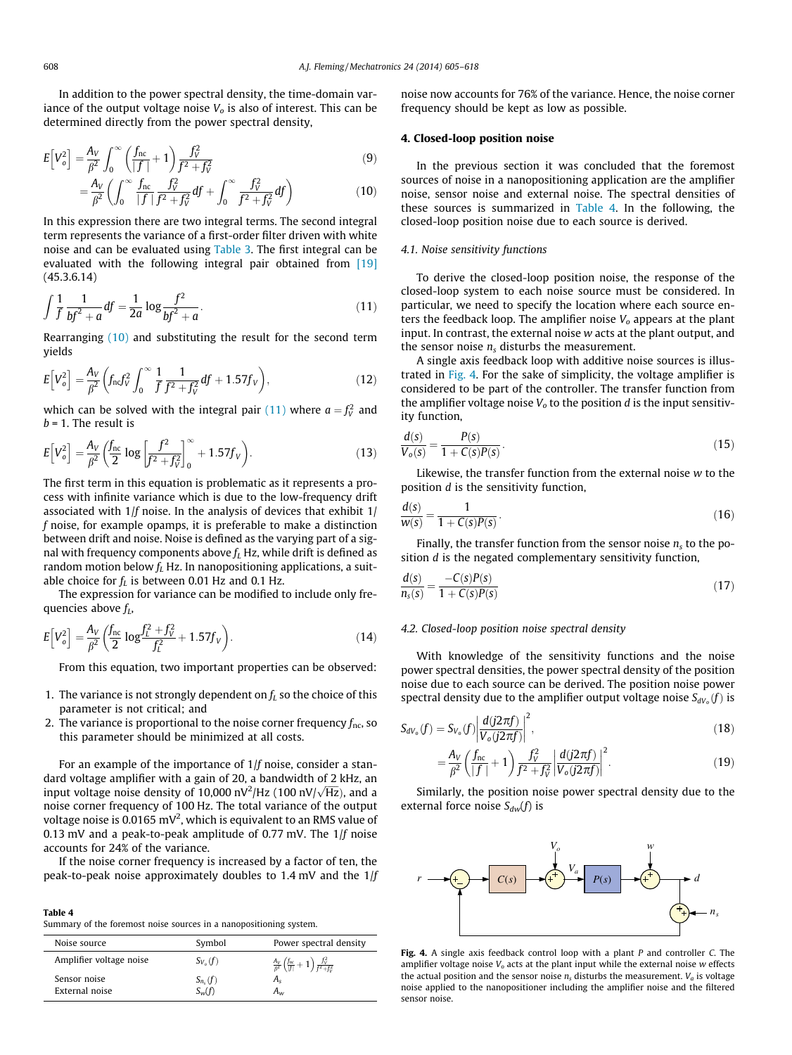In addition to the power spectral density, the time-domain variance of the output voltage noise $V_o$ is also of interest. This can be determined directly from the power spectral density,

$$E\left[V_o^2\right] = \frac{A_V}{\beta^2}\int_0^\infty \left(\frac{f_{nc}}{|f|}+1\right)\frac{f_V^2}{f^2+f_V^2} \tag{9}$$

$$= \frac{A_V}{\beta^2}\left(\int_0^\infty \frac{f_{nc}}{|f|}\frac{f_V^2}{f^2+f_V^2}df + \int_0^\infty \frac{f_V^2}{f^2+f_V^2}df\right) \tag{10}$$

In this expression there are two integral terms. The second integral term represents the variance of a first-order filter driven with white noise and can be evaluated using Table 3. The first integral can be evaluated with the following integral pair obtained from [19] (45.3.6.14)

$$\int \frac{1}{f}\frac{1}{bf^2+a}df = \frac{1}{2a}\log\frac{f^2}{bf^2+a}. \tag{11}$$

Rearranging (10) and substituting the result for the second term yields

$$E\left[V_o^2\right] = \frac{A_V}{\beta^2}\left(f_{nc}f_V^2\int_0^\infty \frac{1}{f}\frac{1}{f^2+f_V^2}df + 1.57f_V\right), \tag{12}$$

which can be solved with the integral pair (11) where $a = f_V^2$ and $b = 1$. The result is

$$E\left[V_o^2\right] = \frac{A_V}{\beta^2}\left(\frac{f_{nc}}{2}\log\left[\frac{f^2}{f^2+f_V^2}\right]_0^\infty + 1.57f_V\right). \tag{13}$$

The first term in this equation is problematic as it represents a process with infinite variance which is due to the low-frequency drift associated with $1/f$ noise. In the analysis of devices that exhibit $1/f$ noise, for example opamps, it is preferable to make a distinction between drift and noise. Noise is defined as the varying part of a signal with frequency components above $f_L$ Hz, while drift is defined as random motion below $f_L$ Hz. In nanopositioning applications, a suitable choice for $f_L$ is between 0.01 Hz and 0.1 Hz.

The expression for variance can be modified to include only frequencies above $f_L$,

$$E\left[V_o^2\right] = \frac{A_V}{\beta^2}\left(\frac{f_{nc}}{2}\log\frac{f_L^2+f_V^2}{f_L^2} + 1.57f_V\right). \tag{14}$$

From this equation, two important properties can be observed:

1. The variance is not strongly dependent on $f_L$ so the choice of this parameter is not critical; and
2. The variance is proportional to the noise corner frequency $f_{nc}$, so this parameter should be minimized at all costs.

For an example of the importance of $1/f$ noise, consider a standard voltage amplifier with a gain of 20, a bandwidth of 2 kHz, an input voltage noise density of 10,000 $\text{nV}^2/\text{Hz}$ (100 $\text{nV}/\sqrt{\text{Hz}}$), and a noise corner frequency of 100 Hz. The total variance of the output voltage noise is 0.0165 $\text{mV}^2$, which is equivalent to an RMS value of 0.13 mV and a peak-to-peak amplitude of 0.77 mV. The $1/f$ noise accounts for 24% of the variance.

If the noise corner frequency is increased by a factor of ten, the peak-to-peak noise approximately doubles to 1.4 mV and the $1/f$ noise now accounts for 76% of the variance. Hence, the noise corner frequency should be kept as low as possible.

**Table 4**
Summary of the foremost noise sources in a nanopositioning system.

| Noise source | Symbol | Power spectral density |
|---|---|---|
| Amplifier voltage noise | $S_{V_o}(f)$ | $\frac{A_V}{\beta^2}\left(\frac{f_{nc}}{\lvert f\rvert}+1\right)\frac{f_V^2}{f^2+f_V^2}$ |
| Sensor noise | $S_{n_s}(f)$ | $A_s$ |
| External noise | $S_w(f)$ | $A_w$ |

## 4. Closed-loop position noise

In the previous section it was concluded that the foremost sources of noise in a nanopositioning application are the amplifier noise, sensor noise and external noise. The spectral densities of these sources is summarized in Table 4. In the following, the closed-loop position noise due to each source is derived.

### 4.1. Noise sensitivity functions

To derive the closed-loop position noise, the response of the closed-loop system to each noise source must be considered. In particular, we need to specify the location where each source enters the feedback loop. The amplifier noise $V_o$ appears at the plant input. In contrast, the external noise $w$ acts at the plant output, and the sensor noise $n_s$ disturbs the measurement.

A single axis feedback loop with additive noise sources is illustrated in Fig. 4. For the sake of simplicity, the voltage amplifier is considered to be part of the controller. The transfer function from the amplifier voltage noise $V_o$ to the position $d$ is the input sensitivity function,

$$\frac{d(s)}{V_o(s)} = \frac{P(s)}{1+C(s)P(s)}. \tag{15}$$

Likewise, the transfer function from the external noise $w$ to the position $d$ is the sensitivity function,

$$\frac{d(s)}{w(s)} = \frac{1}{1+C(s)P(s)}. \tag{16}$$

Finally, the transfer function from the sensor noise $n_s$ to the position $d$ is the negated complementary sensitivity function,

$$\frac{d(s)}{n_s(s)} = \frac{-C(s)P(s)}{1+C(s)P(s)} \tag{17}$$

### 4.2. Closed-loop position noise spectral density

With knowledge of the sensitivity functions and the noise power spectral densities, the power spectral density of the position noise due to each source can be derived. The position noise power spectral density due to the amplifier output voltage noise $S_{dV_o}(f)$ is

$$S_{dV_o}(f) = S_{V_o}(f)\left|\frac{d(j2\pi f)}{V_o(j2\pi f)}\right|^2, \tag{18}$$

$$= \frac{A_V}{\beta^2}\left(\frac{f_{nc}}{|f|}+1\right)\frac{f_V^2}{f^2+f_V^2}\left|\frac{d(j2\pi f)}{V_o(j2\pi f)}\right|^2. \tag{19}$$

Similarly, the position noise power spectral density due to the external force noise $S_{dw}(f)$ is

**Fig. 4.** A single axis feedback control loop with a plant $P$ and controller $C$. The amplifier voltage noise $V_o$ acts at the plant input while the external noise $w$ effects the actual position and the sensor noise $n_s$ disturbs the measurement. $V_a$ is voltage noise applied to the nanopositioner including the amplifier noise and the filtered sensor noise.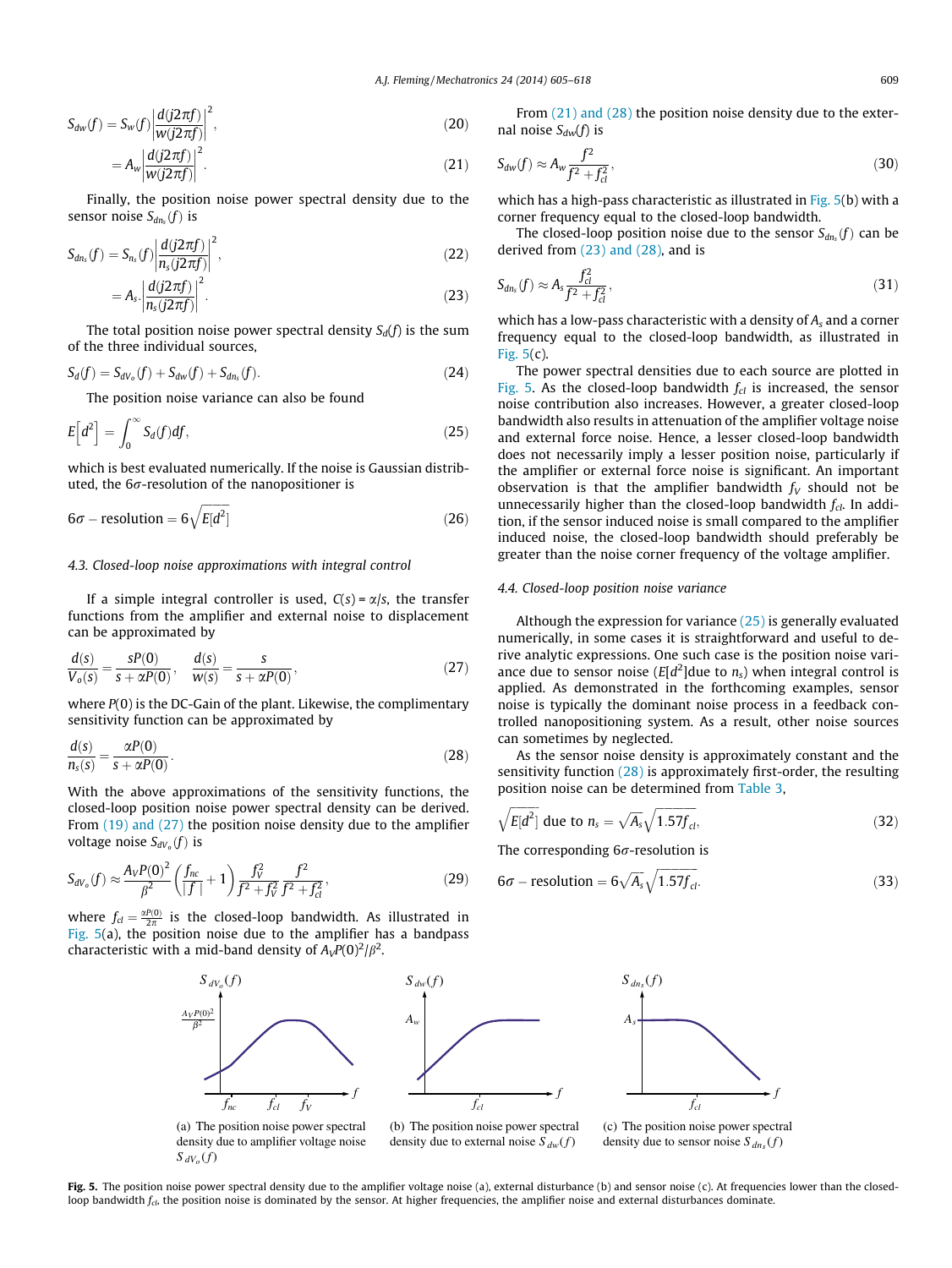$$S_{dw}(f) = S_w(f)\left|\frac{d(j2\pi f)}{w(j2\pi f)}\right|^2, \tag{20}$$

$$= A_w\left|\frac{d(j2\pi f)}{w(j2\pi f)}\right|^2. \tag{21}$$

Finally, the position noise power spectral density due to the sensor noise $S_{dn_s}(f)$ is

$$S_{dn_s}(f) = S_{n_s}(f)\left|\frac{d(j2\pi f)}{n_s(j2\pi f)}\right|^2, \tag{22}$$

$$= A_s\left|\frac{d(j2\pi f)}{n_s(j2\pi f)}\right|^2. \tag{23}$$

The total position noise power spectral density $S_d(f)$ is the sum of the three individual sources,

$$S_d(f) = S_{dV_o}(f) + S_{dw}(f) + S_{dn_s}(f). \tag{24}$$

The position noise variance can also be found

$$E\left[d^2\right] = \int_0^\infty S_d(f)df, \tag{25}$$

which is best evaluated numerically. If the noise is Gaussian distributed, the 6$\sigma$-resolution of the nanopositioner is

$$6\sigma - \text{resolution} = 6\sqrt{E[d^2]} \tag{26}$$

### 4.3. Closed-loop noise approximations with integral control

If a simple integral controller is used, $C(s) = \alpha/s$, the transfer functions from the amplifier and external noise to displacement can be approximated by

$$\frac{d(s)}{V_o(s)} = \frac{sP(0)}{s + \alpha P(0)}, \quad \frac{d(s)}{w(s)} = \frac{s}{s + \alpha P(0)}, \tag{27}$$

where $P(0)$ is the DC-Gain of the plant. Likewise, the complimentary sensitivity function can be approximated by

$$\frac{d(s)}{n_s(s)} = \frac{\alpha P(0)}{s + \alpha P(0)}. \tag{28}$$

With the above approximations of the sensitivity functions, the closed-loop position noise power spectral density can be derived. From (19) and (27) the position noise density due to the amplifier voltage noise $S_{dV_o}(f)$ is

$$S_{dV_o}(f) \approx \frac{A_V P(0)^2}{\beta^2}\left(\frac{f_{nc}}{|f|} + 1\right)\frac{f_V^2}{f^2 + f_V^2}\frac{f^2}{f^2 + f_{cl}^2}, \tag{29}$$

where $f_{cl} = \frac{\alpha P(0)}{2\pi}$ is the closed-loop bandwidth. As illustrated in Fig. 5(a), the position noise due to the amplifier has a bandpass characteristic with a mid-band density of $A_V P(0)^2/\beta^2$.

From (21) and (28) the position noise density due to the external noise $S_{dw}(f)$ is

$$S_{dw}(f) \approx A_w\frac{f^2}{f^2 + f_{cl}^2}, \tag{30}$$

which has a high-pass characteristic as illustrated in Fig. 5(b) with a corner frequency equal to the closed-loop bandwidth.

The closed-loop position noise due to the sensor $S_{dn_s}(f)$ can be derived from (23) and (28), and is

$$S_{dn_s}(f) \approx A_s\frac{f_{cl}^2}{f^2 + f_{cl}^2}, \tag{31}$$

which has a low-pass characteristic with a density of $A_s$ and a corner frequency equal to the closed-loop bandwidth, as illustrated in Fig. 5(c).

The power spectral densities due to each source are plotted in Fig. 5. As the closed-loop bandwidth $f_{cl}$ is increased, the sensor noise contribution also increases. However, a greater closed-loop bandwidth also results in attenuation of the amplifier voltage noise and external force noise. Hence, a lesser closed-loop bandwidth does not necessarily imply a lesser position noise, particularly if the amplifier or external force noise is significant. An important observation is that the amplifier bandwidth $f_V$ should not be unnecessarily higher than the closed-loop bandwidth $f_{cl}$. In addition, if the sensor induced noise is small compared to the amplifier induced noise, the closed-loop bandwidth should preferably be greater than the noise corner frequency of the voltage amplifier.

### 4.4. Closed-loop position noise variance

Although the expression for variance (25) is generally evaluated numerically, in some cases it is straightforward and useful to derive analytic expressions. One such case is the position noise variance due to sensor noise ($E[d^2]$due to $n_s$) when integral control is applied. As demonstrated in the forthcoming examples, sensor noise is typically the dominant noise process in a feedback controlled nanopositioning system. As a result, other noise sources can sometimes by neglected.

As the sensor noise density is approximately constant and the sensitivity function (28) is approximately first-order, the resulting position noise can be determined from Table 3,

$$\sqrt{E[d^2]} \text{ due to } n_s = \sqrt{A_s}\sqrt{1.57f_{cl}}, \tag{32}$$

The corresponding 6$\sigma$-resolution is

$$6\sigma - \text{resolution} = 6\sqrt{A_s}\sqrt{1.57f_{cl}}. \tag{33}$$

(a) The position noise power spectral density due to amplifier voltage noise $S_{dV_o}(f)$

(b) The position noise power spectral density due to external noise $S_{dw}(f)$

(c) The position noise power spectral density due to sensor noise $S_{dn_s}(f)$

**Fig. 5.** The position noise power spectral density due to the amplifier voltage noise (a), external disturbance (b) and sensor noise (c). At frequencies lower than the closed-loop bandwidth $f_{cl}$, the position noise is dominated by the sensor. At higher frequencies, the amplifier noise and external disturbances dominate.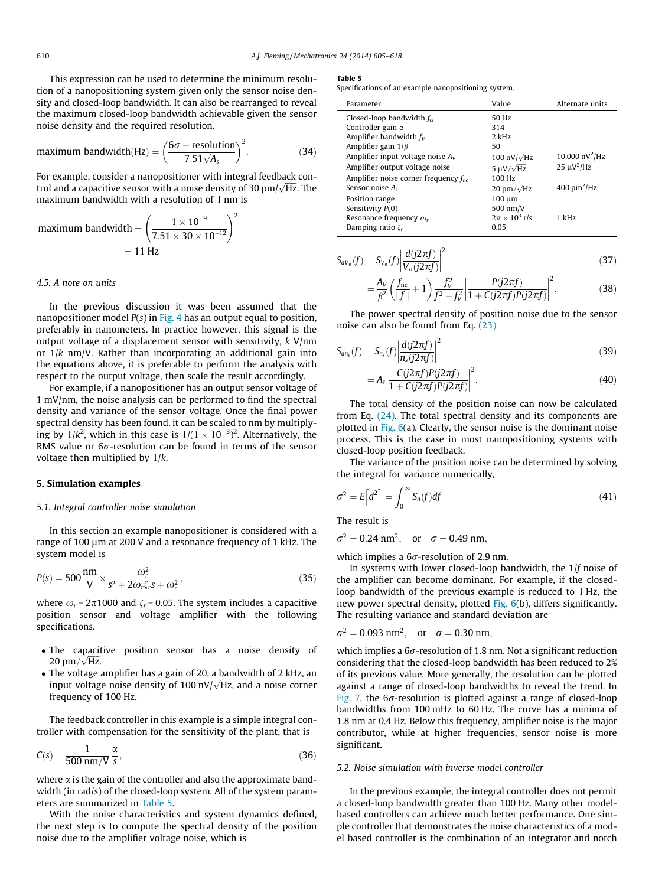This expression can be used to determine the minimum resolution of a nanopositioning system given only the sensor noise density and closed-loop bandwidth. It can also be rearranged to reveal the maximum closed-loop bandwidth achievable given the sensor noise density and the required resolution.

$$\text{maximum bandwidth(Hz)} = \left(\frac{6\sigma - \text{resolution}}{7.51\sqrt{A_s}}\right)^2. \tag{34}$$

For example, consider a nanopositioner with integral feedback control and a capacitive sensor with a noise density of 30 pm/$\sqrt{\text{Hz}}$. The maximum bandwidth with a resolution of 1 nm is

$$\text{maximum bandwidth} = \left(\frac{1 \times 10^{-9}}{7.51 \times 30 \times 10^{-12}}\right)^2 = 11\ \text{Hz}$$

### 4.5. A note on units

In the previous discussion it was been assumed that the nanopositioner model $P(s)$ in Fig. 4 has an output equal to position, preferably in nanometers. In practice however, this signal is the output voltage of a displacement sensor with sensitivity, $k$ V/nm or $1/k$ nm/V. Rather than incorporating an additional gain into the equations above, it is preferable to perform the analysis with respect to the output voltage, then scale the result accordingly.

For example, if a nanopositioner has an output sensor voltage of 1 mV/nm, the noise analysis can be performed to find the spectral density and variance of the sensor voltage. Once the final power spectral density has been found, it can be scaled to nm by multiplying by $1/k^2$, which in this case is $1/(1 \times 10^{-3})^2$. Alternatively, the RMS value or $6\sigma$-resolution can be found in terms of the sensor voltage then multiplied by $1/k$.

## 5. Simulation examples

### 5.1. Integral controller noise simulation

In this section an example nanopositioner is considered with a range of 100 μm at 200 V and a resonance frequency of 1 kHz. The system model is

$$P(s) = 500\,\frac{\text{nm}}{\text{V}} \times \frac{\omega_r^2}{s^2 + 2\omega_r\zeta_r s + \omega_r^2}, \tag{35}$$

where $\omega_r = 2\pi 1000$ and $\zeta_r = 0.05$. The system includes a capacitive position sensor and voltage amplifier with the following specifications.

- The capacitive position sensor has a noise density of 20 pm/$\sqrt{\text{Hz}}$.
- The voltage amplifier has a gain of 20, a bandwidth of 2 kHz, an input voltage noise density of 100 nV/$\sqrt{\text{Hz}}$, and a noise corner frequency of 100 Hz.

The feedback controller in this example is a simple integral controller with compensation for the sensitivity of the plant, that is

$$C(s) = \frac{1}{500\ \text{nm/V}}\frac{\alpha}{s}, \tag{36}$$

where $\alpha$ is the gain of the controller and also the approximate bandwidth (in rad/s) of the closed-loop system. All of the system parameters are summarized in Table 5.

With the noise characteristics and system dynamics defined, the next step is to compute the spectral density of the position noise due to the amplifier voltage noise, which is

**Table 5**
Specifications of an example nanopositioning system.

| Parameter | Value | Alternate units |
|---|---|---|
| Closed-loop bandwidth $f_{cl}$ | 50 Hz | |
| Controller gain $\alpha$ | 314 | |
| Amplifier bandwidth $f_V$ | 2 kHz | |
| Amplifier gain $1/\beta$ | 50 | |
| Amplifier input voltage noise $A_V$ | 100 nV/$\sqrt{\text{Hz}}$ | 10,000 nV$^2$/Hz |
| Amplifier output voltage noise | 5 μV/$\sqrt{\text{Hz}}$ | 25 μV$^2$/Hz |
| Amplifier noise corner frequency $f_{nc}$ | 100 Hz | |
| Sensor noise $A_s$ | 20 pm/$\sqrt{\text{Hz}}$ | 400 pm$^2$/Hz |
| Position range | 100 μm | |
| Sensitivity $P(0)$ | 500 nm/V | |
| Resonance frequency $\omega_r$ | $2\pi \times 10^3$ r/s | 1 kHz |
| Damping ratio $\zeta_r$ | 0.05 | |

$$S_{dV_o}(f) = S_{V_o}(f)\left|\frac{d(j2\pi f)}{V_o(j2\pi f)}\right|^2 \tag{37}$$

$$= \frac{A_V}{\beta^2}\left(\frac{f_{nc}}{|f|} + 1\right)\frac{f_V^2}{f^2 + f_V^2}\left|\frac{P(j2\pi f)}{1 + C(j2\pi f)P(j2\pi f)}\right|^2. \tag{38}$$

The power spectral density of position noise due to the sensor noise can also be found from Eq. (23)

$$S_{dn_s}(f) = S_{n_s}(f)\left|\frac{d(j2\pi f)}{n_s(j2\pi f)}\right|^2 \tag{39}$$

$$= A_s\left|\frac{C(j2\pi f)P(j2\pi f)}{1 + C(j2\pi f)P(j2\pi f)}\right|^2. \tag{40}$$

The total density of the position noise can now be calculated from Eq. (24). The total spectral density and its components are plotted in Fig. 6(a). Clearly, the sensor noise is the dominant noise process. This is the case in most nanopositioning systems with closed-loop position feedback.

The variance of the position noise can be determined by solving the integral for variance numerically,

$$\sigma^2 = E\left[d^2\right] = \int_0^\infty S_d(f)df \tag{41}$$

The result is

$$\sigma^2 = 0.24\ \text{nm}^2, \quad \text{or} \quad \sigma = 0.49\ \text{nm},$$

which implies a $6\sigma$-resolution of 2.9 nm.

In systems with lower closed-loop bandwidth, the $1/f$ noise of the amplifier can become dominant. For example, if the closed-loop bandwidth of the previous example is reduced to 1 Hz, the new power spectral density, plotted Fig. 6(b), differs significantly. The resulting variance and standard deviation are

$$\sigma^2 = 0.093\ \text{nm}^2, \quad \text{or} \quad \sigma = 0.30\ \text{nm},$$

which implies a $6\sigma$-resolution of 1.8 nm. Not a significant reduction considering that the closed-loop bandwidth has been reduced to 2% of its previous value. More generally, the resolution can be plotted against a range of closed-loop bandwidths to reveal the trend. In Fig. 7, the $6\sigma$-resolution is plotted against a range of closed-loop bandwidths from 100 mHz to 60 Hz. The curve has a minima of 1.8 nm at 0.4 Hz. Below this frequency, amplifier noise is the major contributor, while at higher frequencies, sensor noise is more significant.

### 5.2. Noise simulation with inverse model controller

In the previous example, the integral controller does not permit a closed-loop bandwidth greater than 100 Hz. Many other model-based controllers can achieve much better performance. One simple controller that demonstrates the noise characteristics of a model based controller is the combination of an integrator and notch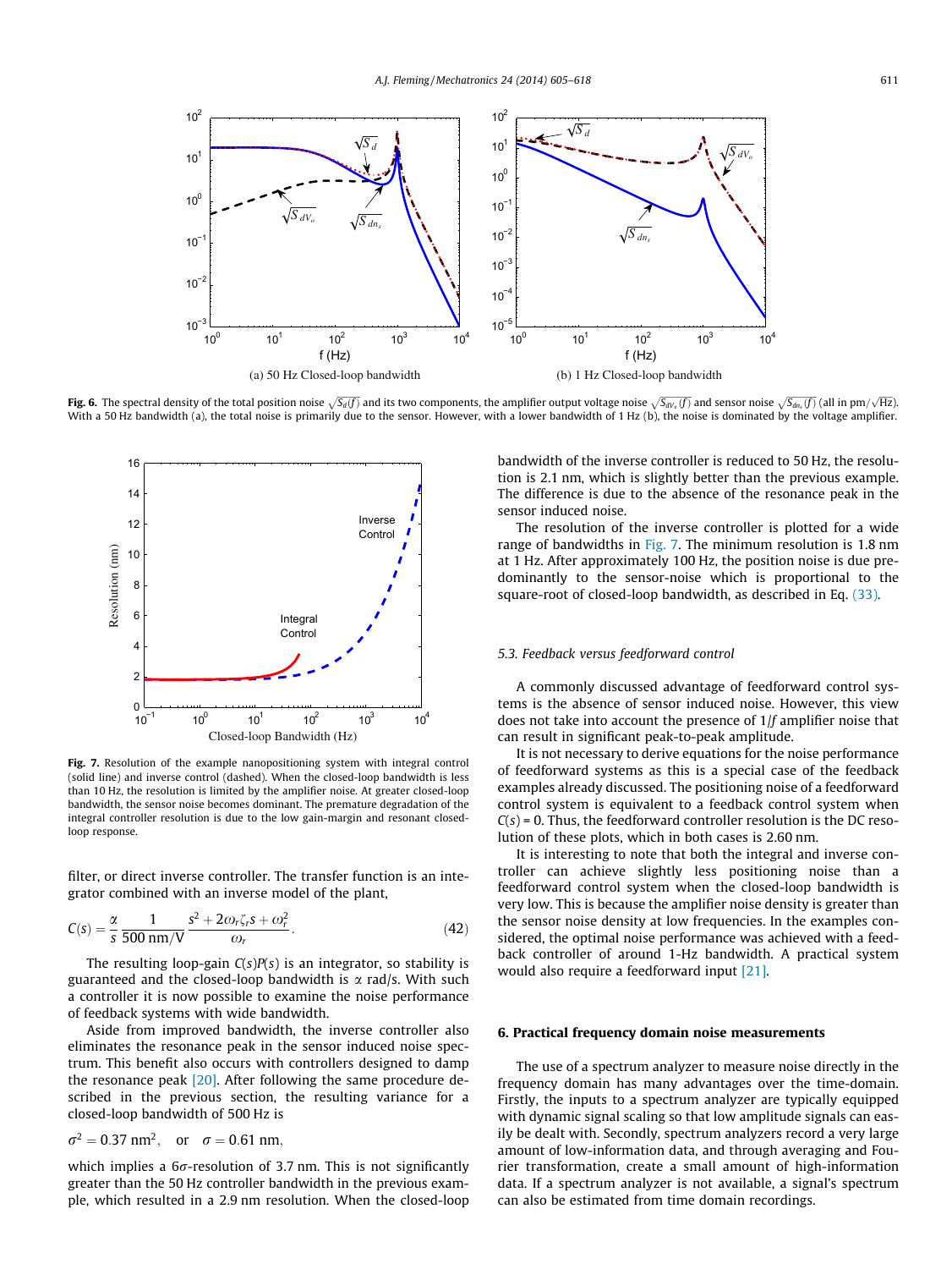Fig. 6. The spectral density of the total noise $\sqrt{S_d(f)}$ and its two components, the amplifier output voltage noise $\sqrt{S_{dV_o}(f)}$ and sensor noise $\sqrt{S_{dn_s}(f)}$ (all in pm/$\sqrt{\text{Hz}}$). With a 50 Hz bandwidth (a), the total noise is primarily due to the sensor. However, with a lower bandwidth of 1 Hz (b), the noise is dominated by the voltage amplifier.

Fig. 7. Resolution of the example nanopositioning system with integral control (solid line) and inverse control (dashed). When the closed-loop bandwidth is less than 10 Hz, the resolution is limited by the amplifier noise. At greater closed-loop bandwidth, the sensor noise becomes dominant. The premature degradation of the integral controller resolution is due to the low gain-margin and resonant closed-loop response.

filter, or direct inverse controller. The transfer function is an integrator combined with an inverse model of the plant,

$$C(s) = \frac{\alpha}{s} \frac{1}{500\ \text{nm/V}} \frac{s^2 + 2\omega_r \zeta_r s + \omega_r^2}{\omega_r}. \tag{42}$$

The resulting loop-gain $C(s)P(s)$ is an integrator, so stability is guaranteed and the closed-loop bandwidth is $\alpha$ rad/s. With such a controller it is now possible to examine the noise performance of feedback systems with wide bandwidth.

Aside from improved bandwidth, the inverse controller also eliminates the resonance peak in the sensor induced noise spectrum. This benefit also occurs with controllers designed to damp the resonance peak [20]. After following the same procedure described in the previous section, the resulting variance for a closed-loop bandwidth of 500 Hz is

$$\sigma^2 = 0.37\ \text{nm}^2, \quad \text{or} \quad \sigma = 0.61\ \text{nm},$$

which implies a $6\sigma$-resolution of 3.7 nm. This is not significantly greater than the 50 Hz controller bandwidth in the previous example, which resulted in a 2.9 nm resolution. When the closed-loop bandwidth of the inverse controller is reduced to 50 Hz, the resolution is 2.1 nm, which is slightly better than the previous example. The difference is due to the absence of the resonance peak in the sensor induced noise.

The resolution of the inverse controller is plotted for a wide range of bandwidths in Fig. 7. The minimum resolution is 1.8 nm at 1 Hz. After approximately 100 Hz, the position noise is due predominantly to the sensor-noise which is proportional to the square-root of closed-loop bandwidth, as described in Eq. (33).

### 5.3. Feedback versus feedforward control

A commonly discussed advantage of feedforward control systems is the absence of sensor induced noise. However, this view does not take into account the presence of $1/f$ amplifier noise that can result in significant peak-to-peak amplitude.

It is not necessary to derive equations for the noise performance of feedforward systems as this is a special case of the feedback examples already discussed. The positioning noise of a feedforward control system is equivalent to a feedback control system when $C(s) = 0$. Thus, the feedforward controller resolution is the DC resolution of these plots, which in both cases is 2.60 nm.

It is interesting to note that both the integral and inverse controller can achieve slightly less positioning noise than a feedforward control system when the closed-loop bandwidth is very low. This is because the amplifier noise density is greater than the sensor noise density at low frequencies. In the examples considered, the optimal noise performance was achieved with a feedback controller of around 1-Hz bandwidth. A practical system would also require a feedforward input [21].

## 6. Practical frequency domain noise measurements

The use of a spectrum analyzer to measure noise directly in the frequency domain has many advantages over the time-domain. Firstly, the inputs to a spectrum analyzer are typically equipped with dynamic signal scaling so that low amplitude signals can easily be dealt with. Secondly, spectrum analyzers record a very large amount of low-information data, and through averaging and Fourier transformation, create a small amount of high-information data. If a spectrum analyzer is not available, a signal's spectrum can also be estimated from time domain recordings.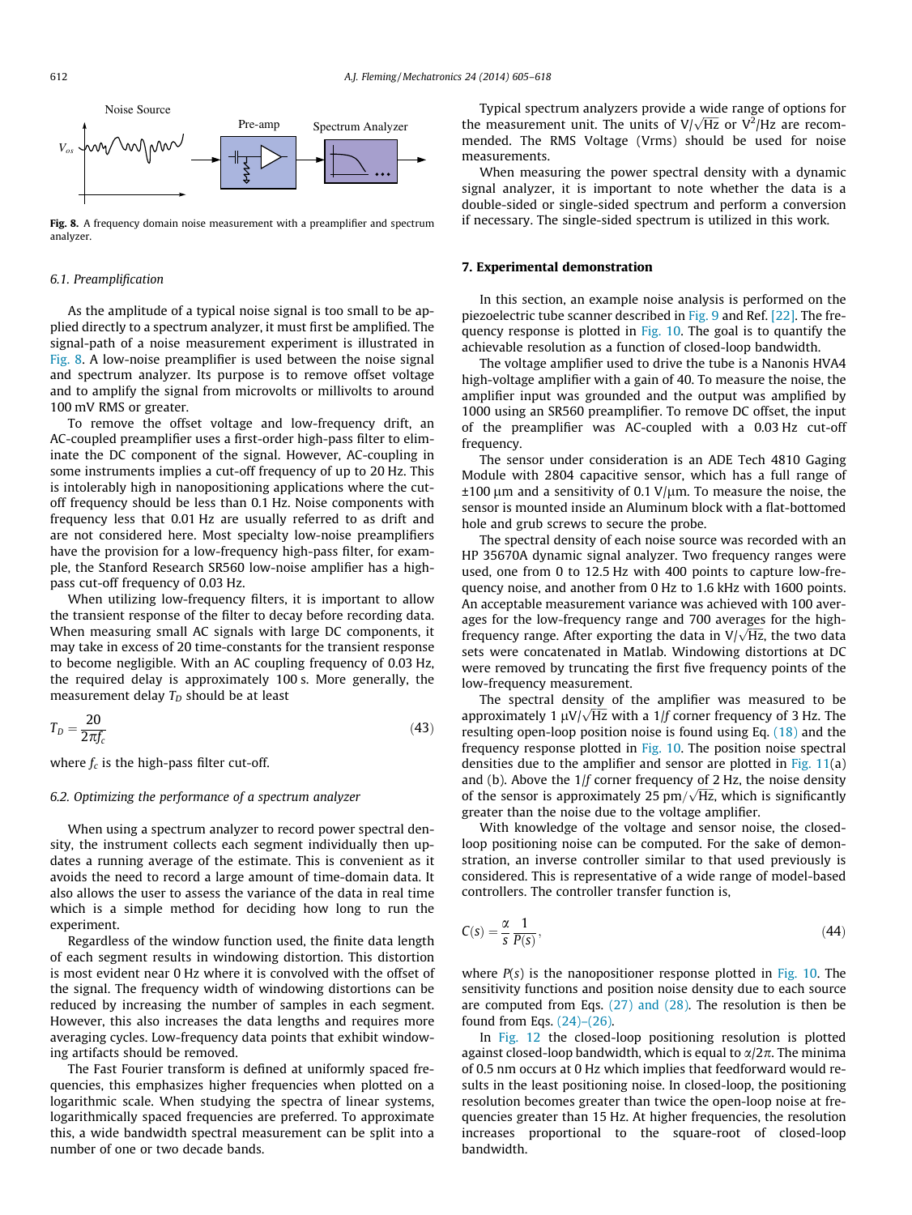Fig. 8. A frequency domain noise measurement with a preamplifier and spectrum analyzer.

### 6.1. Preamplification

As the amplitude of a typical noise signal is too small to be applied directly to a spectrum analyzer, it must first be amplified. The signal-path of a noise measurement experiment is illustrated in Fig. 8. A low-noise preamplifier is used between the noise signal and spectrum analyzer. Its purpose is to remove offset voltage and to amplify the signal from microvolts or millivolts to around 100 mV RMS or greater.

To remove the offset voltage and low-frequency drift, an AC-coupled preamplifier uses a first-order high-pass filter to eliminate the DC component of the signal. However, AC-coupling in some instruments implies a cut-off frequency of up to 20 Hz. This is intolerably high in nanopositioning applications where the cut-off frequency should be less than 0.1 Hz. Noise components with frequency less that 0.01 Hz are usually referred to as drift and are not considered here. Most specialty low-noise preamplifiers have the provision for a low-frequency high-pass filter, for example, the Stanford Research SR560 low-noise amplifier has a high-pass cut-off frequency of 0.03 Hz.

When utilizing low-frequency filters, it is important to allow the transient response of the filter to decay before recording data. When measuring small AC signals with large DC components, it may take in excess of 20 time-constants for the transient response to become negligible. With an AC coupling frequency of 0.03 Hz, the required delay is approximately 100 s. More generally, the measurement delay $T_D$ should be at least

$$T_D = \frac{20}{2\pi f_c} \tag{43}$$

where $f_c$ is the high-pass filter cut-off.

### 6.2. Optimizing the performance of a spectrum analyzer

When using a spectrum analyzer to record power spectral density, the instrument collects each segment individually then updates a running average of the estimate. This is convenient as it avoids the need to record a large amount of time-domain data. It also allows the user to assess the variance of the data in real time which is a simple method for deciding how long to run the experiment.

Regardless of the window function used, the finite data length of each segment results in windowing distortion. This distortion is most evident near 0 Hz where it is convolved with the offset of the signal. The frequency width of windowing distortions can be reduced by increasing the number of samples in each segment. However, this also increases the data lengths and requires more averaging cycles. Low-frequency data points that exhibit windowing artifacts should be removed.

The Fast Fourier transform is defined at uniformly spaced frequencies, this emphasizes higher frequencies when plotted on a logarithmic scale. When studying the spectra of linear systems, logarithmically spaced frequencies are preferred. To approximate this, a wide bandwidth spectral measurement can be split into a number of one or two decade bands.

Typical spectrum analyzers provide a wide range of options for the measurement unit. The units of $\text{V}/\sqrt{\text{Hz}}$ or $\text{V}^2/\text{Hz}$ are recommended. The RMS Voltage (Vrms) should be used for noise measurements.

When measuring the power spectral density with a dynamic signal analyzer, it is important to note whether the data is a double-sided or single-sided spectrum and perform a conversion if necessary. The single-sided spectrum is utilized in this work.

## 7. Experimental demonstration

In this section, an example noise analysis is performed on the piezoelectric tube scanner described in Fig. 9 and Ref. [22]. The frequency response is plotted in Fig. 10. The goal is to quantify the achievable resolution as a function of closed-loop bandwidth.

The voltage amplifier used to drive the tube is a Nanonis HVA4 high-voltage amplifier with a gain of 40. To measure the noise, the amplifier input was grounded and the output was amplified by 1000 using an SR560 preamplifier. To remove DC offset, the input of the preamplifier was AC-coupled with a 0.03 Hz cut-off frequency.

The sensor under consideration is an ADE Tech 4810 Gaging Module with 2804 capacitive sensor, which has a full range of ±100 μm and a sensitivity of 0.1 V/μm. To measure the noise, the sensor is mounted inside an Aluminum block with a flat-bottomed hole and grub screws to secure the probe.

The spectral density of each noise source was recorded with an HP 35670A dynamic signal analyzer. Two frequency ranges were used, one from 0 to 12.5 Hz with 400 points to capture low-frequency noise, and another from 0 Hz to 1.6 kHz with 1600 points. An acceptable measurement variance was achieved with 100 averages for the low-frequency range and 700 averages for the high-frequency range. After exporting the data in $\text{V}/\sqrt{\text{Hz}}$, the two data sets were concatenated in Matlab. Windowing distortions at DC were removed by truncating the first five frequency points of the low-frequency measurement.

The spectral density of the amplifier was measured to be approximately $1\ \mu\text{V}/\sqrt{\text{Hz}}$ with a $1/f$ corner frequency of 3 Hz. The resulting open-loop position noise is found using Eq. (18) and the frequency response plotted in Fig. 10. The position noise spectral densities due to the amplifier and sensor are plotted in Fig. 11(a) and (b). Above the $1/f$ corner frequency of 2 Hz, the noise density of the sensor is approximately $25\ \text{pm}/\sqrt{\text{Hz}}$, which is significantly greater than the noise due to the voltage amplifier.

With knowledge of the voltage and sensor noise, the closed-loop positioning noise can be computed. For the sake of demonstration, an inverse controller similar to that used previously is considered. This is representative of a wide range of model-based controllers. The controller transfer function is,

$$C(s) = \frac{\alpha}{s}\frac{1}{P(s)}, \tag{44}$$

where $P(s)$ is the nanopositioner response plotted in Fig. 10. The sensitivity functions and position noise density due to each source are computed from Eqs. (27) and (28). The resolution is then be found from Eqs. (24)–(26).

In Fig. 12 the closed-loop positioning resolution is plotted against closed-loop bandwidth, which is equal to $\alpha/2\pi$. The minima of 0.5 nm occurs at 0 Hz which implies that feedforward would results in the least positioning noise. In closed-loop, the positioning resolution becomes greater than twice the open-loop noise at frequencies greater than 15 Hz. At higher frequencies, the resolution increases proportional to the square-root of closed-loop bandwidth.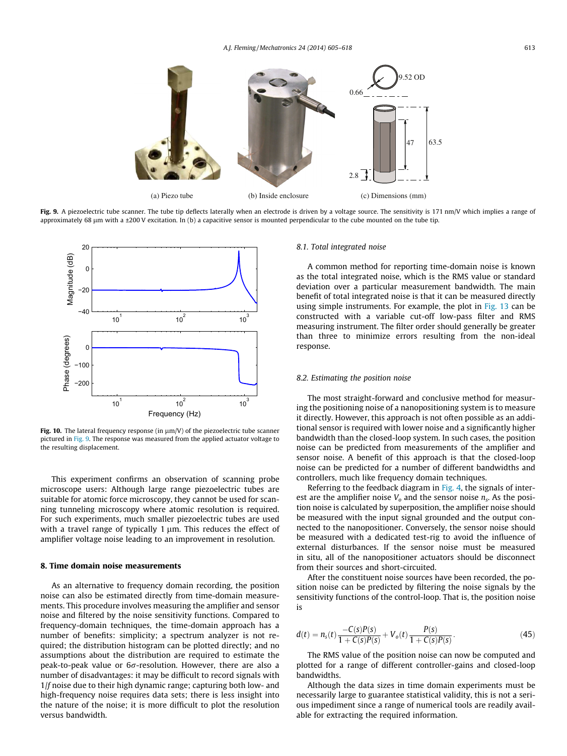(a) Piezo tube

(b) Inside enclosure

(c) Dimensions (mm)

**Fig. 9.** A piezoelectric tube scanner. The tube tip deflects laterally when an electrode is driven by a voltage source. The sensitivity is 171 nm/V which implies a range of approximately 68 μm with a ±200 V excitation. In (b) a capacitive sensor is mounted perpendicular to the cube mounted on the tube tip.

**Fig. 10.** The lateral frequency response (in μm/V) of the piezoelectric tube scanner pictured in Fig. 9. The response was measured from the applied actuator voltage to the resulting displacement.

This experiment confirms an observation of scanning probe microscope users: Although large range piezoelectric tubes are suitable for atomic force microscopy, they cannot be used for scanning tunneling microscopy where atomic resolution is required. For such experiments, much smaller piezoelectric tubes are used with a travel range of typically 1 μm. This reduces the effect of amplifier voltage noise leading to an improvement in resolution.

## 8. Time domain noise measurements

As an alternative to frequency domain recording, the position noise can also be estimated directly from time-domain measurements. This procedure involves measuring the amplifier and sensor noise and filtered by the noise sensitivity functions. Compared to frequency-domain techniques, the time-domain approach has a number of benefits: simplicity; a spectrum analyzer is not required; the distribution histogram can be plotted directly; and no assumptions about the distribution are required to estimate the peak-to-peak value or $6\sigma$-resolution. However, there are also a number of disadvantages: it may be difficult to record signals with $1/f$ noise due to their high dynamic range; capturing both low- and high-frequency noise requires data sets; there is less insight into the nature of the noise; it is more difficult to plot the resolution versus bandwidth.

### 8.1. Total integrated noise

A common method for reporting time-domain noise is known as the total integrated noise, which is the RMS value or standard deviation over a particular measurement bandwidth. The main benefit of total integrated noise is that it can be measured directly using simple instruments. For example, the plot in Fig. 13 can be constructed with a variable cut-off low-pass filter and RMS measuring instrument. The filter order should generally be greater than three to minimize errors resulting from the non-ideal response.

### 8.2. Estimating the position noise

The most straight-forward and conclusive method for measuring the positioning noise of a nanopositioning system is to measure it directly. However, this approach is not often possible as an additional sensor is required with lower noise and a significantly higher bandwidth than the closed-loop system. In such cases, the position noise can be predicted from measurements of the amplifier and sensor noise. A benefit of this approach is that the closed-loop noise can be predicted for a number of different bandwidths and controllers, much like frequency domain techniques.

Referring to the feedback diagram in Fig. 4, the signals of interest are the amplifier noise $V_o$ and the sensor noise $n_s$. As the position noise is calculated by superposition, the amplifier noise should be measured with the input signal grounded and the output connected to the nanopositioner. Conversely, the sensor noise should be measured with a dedicated test-rig to avoid the influence of external disturbances. If the sensor noise must be measured in situ, all of the nanopositioner actuators should be disconnect from their sources and short-circuited.

After the constituent noise sources have been recorded, the position noise can be predicted by filtering the noise signals by the sensitivity functions of the control-loop. That is, the position noise is

$$d(t) = n_s(t)\frac{-C(s)P(s)}{1 + C(s)P(s)} + V_o(t)\frac{P(s)}{1 + C(s)P(s)}. \tag{45}$$

The RMS value of the position noise can now be computed and plotted for a range of different controller-gains and closed-loop bandwidths.

Although the data sizes in time domain experiments must be necessarily large to guarantee statistical validity, this is not a serious impediment since a range of numerical tools are readily available for extracting the required information.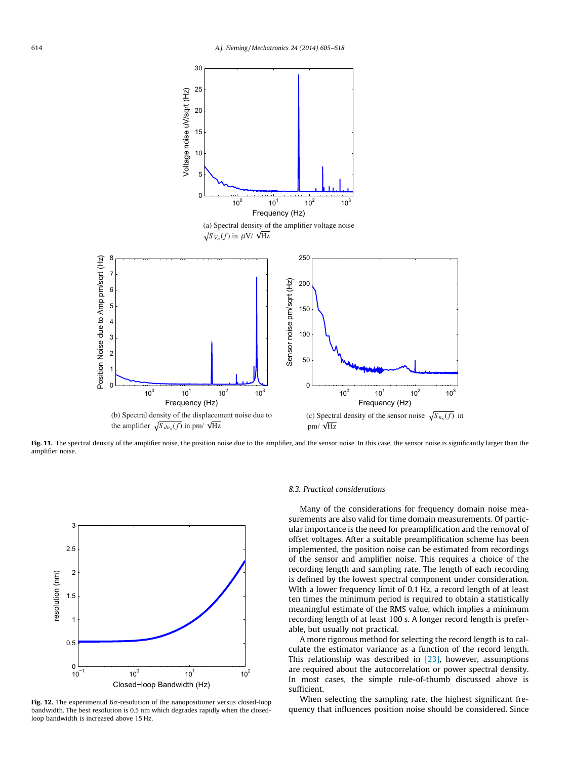(a) Spectral density of the amplifier voltage noise $\sqrt{S_{V_o}(f)}$ in $\mu$V/ $\sqrt{\text{Hz}}$

(b) Spectral density of the displacement noise due to the amplifier $\sqrt{S_{dn_s}(f)}$ in pm/ $\sqrt{\text{Hz}}$

(c) Spectral density of the sensor noise $\sqrt{S_{n_s}(f)}$ in pm/ $\sqrt{\text{Hz}}$

**Fig. 11.** The spectral density of the amplifier noise, the position noise due to the amplifier, and the sensor noise. In this case, the sensor noise is significantly larger than the amplifier noise.

**Fig. 12.** The experimental $6\sigma$-resolution of the nanopositioner versus closed-loop bandwidth. The best resolution is 0.5 nm which degrades rapidly when the closed-loop bandwidth is increased above 15 Hz.

### *8.3. Practical considerations*

Many of the considerations for frequency domain noise measurements are also valid for time domain measurements. Of particular importance is the need for preamplification and the removal of offset voltages. After a suitable preamplification scheme has been implemented, the position noise can be estimated from recordings of the sensor and amplifier noise. This requires a choice of the recording length and sampling rate. The length of each recording is defined by the lowest spectral component under consideration. WIth a lower frequency limit of 0.1 Hz, a record length of at least ten times the minimum period is required to obtain a statistically meaningful estimate of the RMS value, which implies a minimum recording length of at least 100 s. A longer record length is preferable, but usually not practical.

A more rigorous method for selecting the record length is to calculate the estimator variance as a function of the record length. This relationship was described in [23], however, assumptions are required about the autocorrelation or power spectral density. In most cases, the simple rule-of-thumb discussed above is sufficient.

When selecting the sampling rate, the highest significant frequency that influences position noise should be considered. Since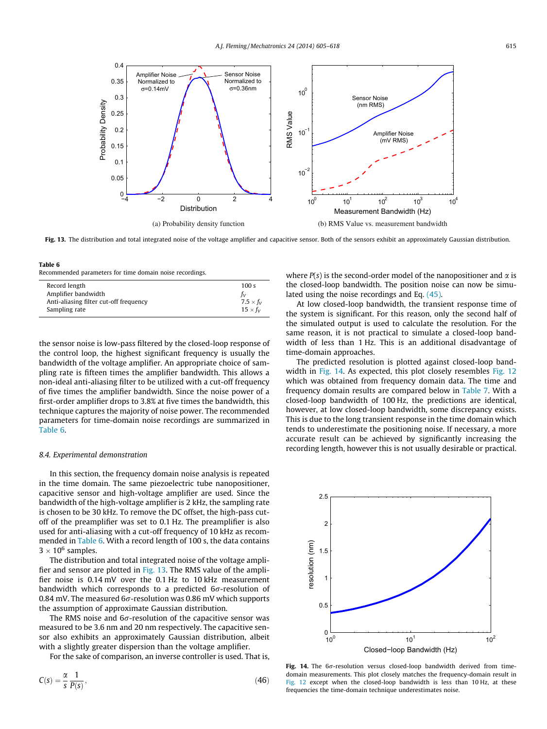Fig. 13. The distribution and total integrated noise of the voltage amplifier and capacitive sensor. Both of the sensors exhibit an approximately Gaussian distribution.

**Table 6**
Recommended parameters for time domain noise recordings.

| | |
|---|---|
| Record length | 100 s |
| Amplifier bandwidth | $f_V$ |
| Anti-aliasing filter cut-off frequency | $7.5 \times f_V$ |
| Sampling rate | $15 \times f_V$ |

the sensor noise is low-pass filtered by the closed-loop response of the control loop, the highest significant frequency is usually the bandwidth of the voltage amplifier. An appropriate choice of sampling rate is fifteen times the amplifier bandwidth. This allows a non-ideal anti-aliasing filter to be utilized with a cut-off frequency of five times the amplifier bandwidth. Since the noise power of a first-order amplifier drops to 3.8% at five times the bandwidth, this technique captures the majority of noise power. The recommended parameters for time-domain noise recordings are summarized in Table 6.

### 8.4. Experimental demonstration

In this section, the frequency domain noise analysis is repeated in the time domain. The same piezoelectric tube nanopositioner, capacitive sensor and high-voltage amplifier are used. Since the bandwidth of the high-voltage amplifier is 2 kHz, the sampling rate is chosen to be 30 kHz. To remove the DC offset, the high-pass cut-off of the preamplifier was set to 0.1 Hz. The preamplifier is also used for anti-aliasing with a cut-off frequency of 10 kHz as recommended in Table 6. With a record length of 100 s, the data contains $3 \times 10^6$ samples.

The distribution and total integrated noise of the voltage amplifier and sensor are plotted in Fig. 13. The RMS value of the amplifier noise is 0.14 mV over the 0.1 Hz to 10 kHz measurement bandwidth which corresponds to a predicted $6\sigma$-resolution of 0.84 mV. The measured $6\sigma$-resolution was 0.86 mV which supports the assumption of approximate Gaussian distribution.

The RMS noise and $6\sigma$-resolution of the capacitive sensor was measured to be 3.6 nm and 20 nm respectively. The capacitive sensor also exhibits an approximately Gaussian distribution, albeit with a slightly greater dispersion than the voltage amplifier.

For the sake of comparison, an inverse controller is used. That is,

$$C(s) = \frac{\alpha}{s}\frac{1}{P(s)}, \tag{46}$$

where $P(s)$ is the second-order model of the nanopositioner and $\alpha$ is the closed-loop bandwidth. The position noise can now be simulated using the noise recordings and Eq. (45).

At low closed-loop bandwidth, the transient response time of the system is significant. For this reason, only the second half of the simulated output is used to calculate the resolution. For the same reason, it is not practical to simulate a closed-loop bandwidth of less than 1 Hz. This is an additional disadvantage of time-domain approaches.

The predicted resolution is plotted against closed-loop bandwidth in Fig. 14. As expected, this plot closely resembles Fig. 12 which was obtained from frequency domain data. The time and frequency domain results are compared below in Table 7. With a closed-loop bandwidth of 100 Hz, the predictions are identical, however, at low closed-loop bandwidth, some discrepancy exists. This is due to the long transient response in the time domain which tends to underestimate the positioning noise. If necessary, a more accurate result can be achieved by significantly increasing the recording length, however this is not usually desirable or practical.

Fig. 14. The $6\sigma$-resolution versus closed-loop bandwidth derived from time-domain measurements. This plot closely matches the frequency-domain result in Fig. 12 except when the closed-loop bandwidth is less than 10 Hz, at these frequencies the time-domain technique underestimates noise.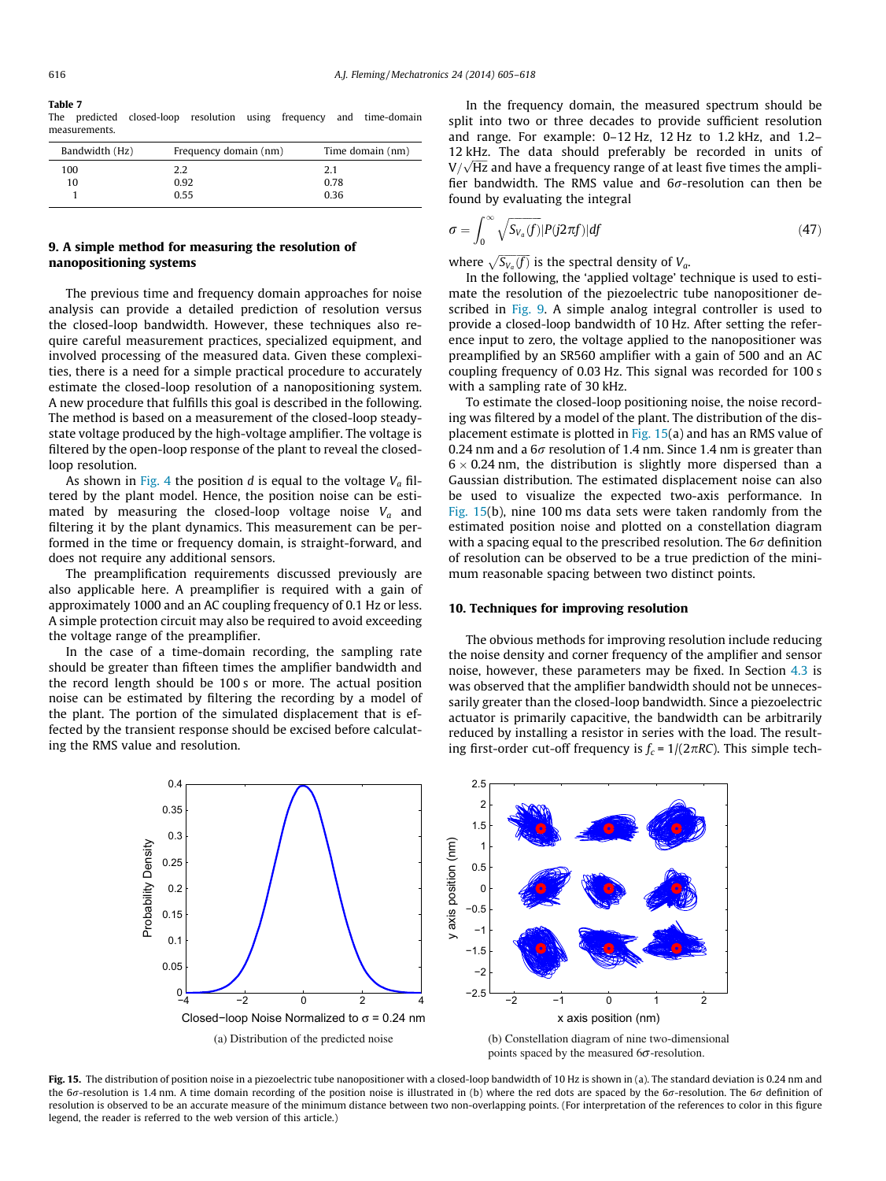**Table 7**
The predicted closed-loop resolution using frequency and time-domain measurements.

| Bandwidth (Hz) | Frequency domain (nm) | Time domain (nm) |
|---|---|---|
| 100 | 2.2 | 2.1 |
| 10 | 0.92 | 0.78 |
| 1 | 0.55 | 0.36 |

## 9. A simple method for measuring the resolution of nanopositioning systems

The previous time and frequency domain approaches for noise analysis can provide a detailed prediction of resolution versus the closed-loop bandwidth. However, these techniques also require careful measurement practices, specialized equipment, and involved processing of the measured data. Given these complexities, there is a need for a simple practical procedure to accurately estimate the closed-loop resolution of a nanopositioning system. A new procedure that fulfills this goal is described in the following. The method is based on a measurement of the closed-loop steady-state voltage produced by the high-voltage amplifier. The voltage is filtered by the open-loop response of the plant to reveal the closed-loop resolution.

As shown in Fig. 4 the position $d$ is equal to the voltage $V_a$ filtered by the plant model. Hence, the position noise can be estimated by measuring the closed-loop voltage noise $V_a$ and filtering it by the plant dynamics. This measurement can be performed in the time or frequency domain, is straight-forward, and does not require any additional sensors.

The preamplification requirements discussed previously are also applicable here. A preamplifier is required with a gain of approximately 1000 and an AC coupling frequency of 0.1 Hz or less. A simple protection circuit may also be required to avoid exceeding the voltage range of the preamplifier.

In the case of a time-domain recording, the sampling rate should be greater than fifteen times the amplifier bandwidth and the record length should be 100 s or more. The actual position noise can be estimated by filtering the recording by a model of the plant. The portion of the simulated displacement that is effected by the transient response should be excised before calculating the RMS value and resolution.

In the frequency domain, the measured spectrum should be split into two or three decades to provide sufficient resolution and range. For example: 0–12 Hz, 12 Hz to 1.2 kHz, and 1.2–12 kHz. The data should preferably be recorded in units of $V/\sqrt{\text{Hz}}$ and have a frequency range of at least five times the amplifier bandwidth. The RMS value and $6\sigma$-resolution can then be found by evaluating the integral

$$\sigma = \int_0^\infty \sqrt{S_{V_a}(f)}|P(j2\pi f)|df \tag{47}$$

where $\sqrt{S_{V_a}(f)}$ is the spectral density of $V_a$.

In the following, the 'applied voltage' technique is used to estimate the resolution of the piezoelectric tube nanopositioner described in Fig. 9. A simple analog integral controller is used to provide a closed-loop bandwidth of 10 Hz. After setting the reference input to zero, the voltage applied to the nanopositioner was preamplified by an SR560 amplifier with a gain of 500 and an AC coupling frequency of 0.03 Hz. This signal was recorded for 100 s with a sampling rate of 30 kHz.

To estimate the closed-loop positioning noise, the noise recording was filtered by a model of the plant. The distribution of the displacement estimate is plotted in Fig. 15(a) and has an RMS value of 0.24 nm and a $6\sigma$ resolution of 1.4 nm. Since 1.4 nm is greater than $6 \times 0.24$ nm, the distribution is slightly more dispersed than a Gaussian distribution. The estimated displacement noise can also be used to visualize the expected two-axis performance. In Fig. 15(b), nine 100 ms data sets were taken randomly from the estimated position noise and plotted on a constellation diagram with a spacing equal to the prescribed resolution. The $6\sigma$ definition of resolution can be observed to be a true prediction of the minimum reasonable spacing between two distinct points.

## 10. Techniques for improving resolution

The obvious methods for improving resolution include reducing the noise density and corner frequency of the amplifier and sensor noise, however, these parameters may be fixed. In Section 4.3 is was observed that the amplifier bandwidth should not be unnecessarily greater than the closed-loop bandwidth. Since a piezoelectric actuator is primarily capacitive, the bandwidth can be arbitrarily reduced by installing a resistor in series with the load. The resulting first-order cut-off frequency is $f_c = 1/(2\pi RC)$. This simple tech-

(a) Distribution of the predicted noise

(b) Constellation diagram of nine two-dimensional points spaced by the measured $6\sigma$-resolution.

**Fig. 15.** The distribution of position noise in a piezoelectric tube nanopositioner with a closed-loop bandwidth of 10 Hz is shown in (a). The standard deviation is 0.24 nm and the $6\sigma$-resolution is 1.4 nm. A time domain recording of the position noise is illustrated in (b) where the red dots are spaced by the $6\sigma$-resolution. The $6\sigma$ definition of resolution is observed to be an accurate measure of the minimum distance between two non-overlapping points. (For interpretation of the references to color in this figure legend, the reader is referred to the web version of this article.)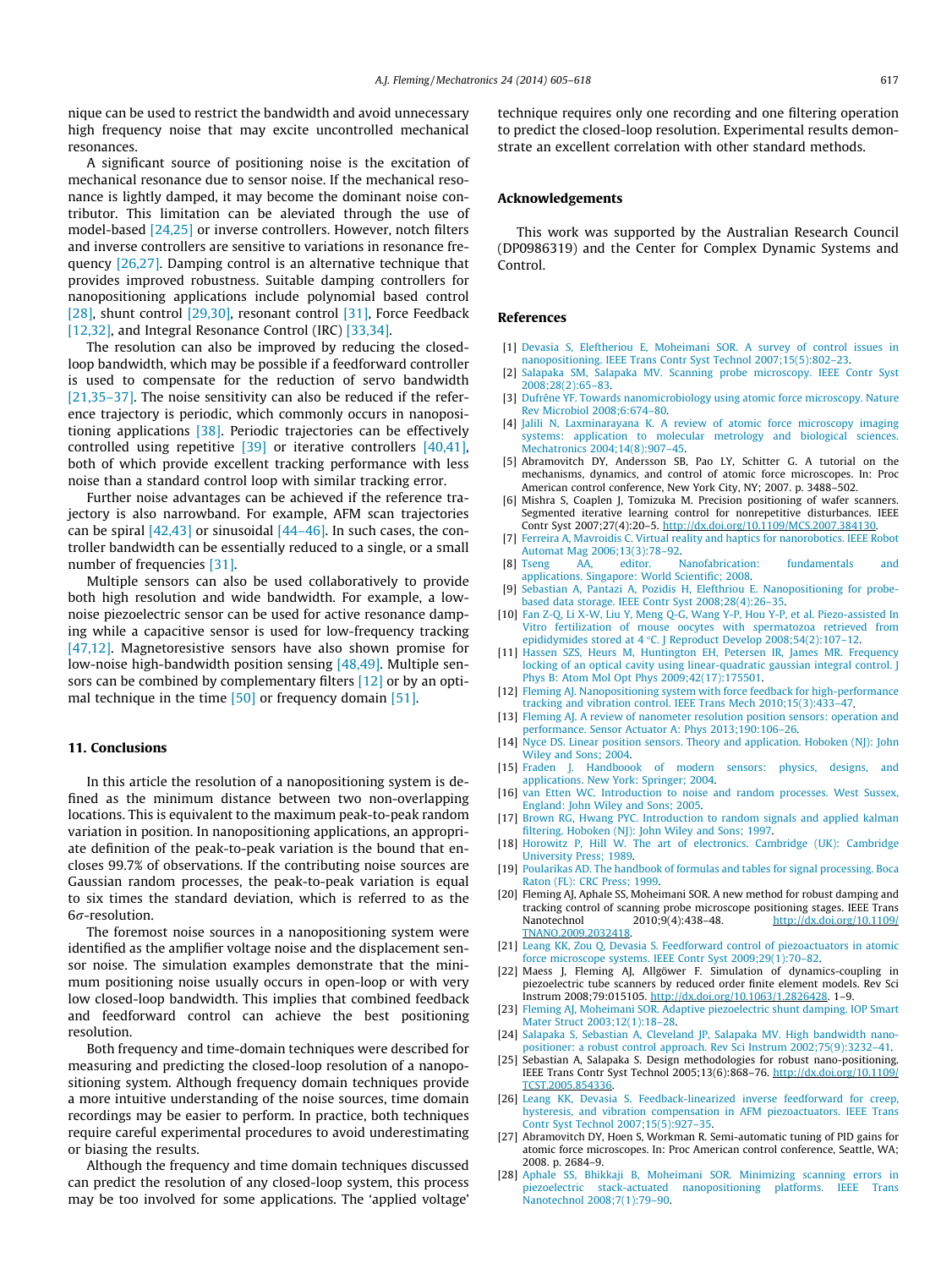nique can be used to restrict the bandwidth and avoid unnecessary high frequency noise that may excite uncontrolled mechanical resonances.

A significant source of positioning noise is the excitation of mechanical resonance due to sensor noise. If the mechanical resonance is lightly damped, it may become the dominant noise contributor. This limitation can be aleviated through the use of model-based [24,25] or inverse controllers. However, notch filters and inverse controllers are sensitive to variations in resonance frequency [26,27]. Damping control is an alternative technique that provides improved robustness. Suitable damping controllers for nanopositioning applications include polynomial based control [28], shunt control [29,30], resonant control [31], Force Feedback [12,32], and Integral Resonance Control (IRC) [33,34].

The resolution can also be improved by reducing the closed-loop bandwidth, which may be possible if a feedforward controller is used to compensate for the reduction of servo bandwidth [21,35–37]. The noise sensitivity can also be reduced if the reference trajectory is periodic, which commonly occurs in nanopositioning applications [38]. Periodic trajectories can be effectively controlled using repetitive [39] or iterative controllers [40,41], both of which provide excellent tracking performance with less noise than a standard control loop with similar tracking error.

Further noise advantages can be achieved if the reference trajectory is also narrowband. For example, AFM scan trajectories can be spiral [42,43] or sinusoidal [44–46]. In such cases, the controller bandwidth can be essentially reduced to a single, or a small number of frequencies [31].

Multiple sensors can also be used collaboratively to provide both high resolution and wide bandwidth. For example, a low-noise piezoelectric sensor can be used for active resonance damping while a capacitive sensor is used for low-frequency tracking [47,12]. Magnetoresistive sensors have also shown promise for low-noise high-bandwidth position sensing [48,49]. Multiple sensors can be combined by complementary filters [12] or by an optimal technique in the time [50] or frequency domain [51].

## 11. Conclusions

In this article the resolution of a nanopositioning system is defined as the minimum distance between two non-overlapping locations. This is equivalent to the maximum peak-to-peak random variation in position. In nanopositioning applications, an appropriate definition of the peak-to-peak variation is the bound that encloses 99.7% of observations. If the contributing noise sources are Gaussian random processes, the peak-to-peak variation is equal to six times the standard deviation, which is referred to as the $6\sigma$-resolution.

The foremost noise sources in a nanopositioning system were identified as the amplifier voltage noise and the displacement sensor noise. The simulation examples demonstrate that the minimum positioning noise usually occurs in open-loop or with very low closed-loop bandwidth. This implies that combined feedback and feedforward control can achieve the best positioning resolution.

Both frequency and time-domain techniques were described for measuring and predicting the closed-loop resolution of a nanopositioning system. Although frequency domain techniques provide a more intuitive understanding of the noise sources, time domain recordings may be easier to perform. In practice, both techniques require careful experimental procedures to avoid underestimating or biasing the results.

Although the frequency and time domain techniques discussed can predict the resolution of any closed-loop system, this process may be too involved for some applications. The 'applied voltage' technique requires only one recording and one filtering operation to predict the closed-loop resolution. Experimental results demonstrate an excellent correlation with other standard methods.

## Acknowledgements

This work was supported by the Australian Research Council (DP0986319) and the Center for Complex Dynamic Systems and Control.

## References

[1] Devasia S, Eleftheriou E, Moheimani SOR. A survey of control issues in nanopositioning. IEEE Trans Contr Syst Technol 2007;15(5):802–23.

[2] Salapaka SM, Salapaka MV. Scanning probe microscopy. IEEE Contr Syst 2008;28(2):65–83.

[3] Dufrêne YF. Towards nanomicrobiology using atomic force microscopy. Nature Rev Microbiol 2008;6:674–80.

[4] Jalili N, Laxminarayana K. A review of atomic force microscopy imaging systems: application to molecular metrology and biological sciences. Mechatronics 2004;14(8):907–45.

[5] Abramovitch DY, Andersson SB, Pao LY, Schitter G. A tutorial on the mechanisms, dynamics, and control of atomic force microscopes. In: Proc American control conference, New York City, NY; 2007. p. 3488–502.

[6] Mishra S, Coaplen J, Tomizuka M. Precision positioning of wafer scanners. Segmented iterative learning control for nonrepetitive disturbances. IEEE Contr Syst 2007;27(4):20–5. http://dx.doi.org/10.1109/MCS.2007.384130.

[7] Ferreira A, Mavroidis C. Virtual reality and haptics for nanorobotics. IEEE Robot Automat Mag 2006;13(3):78–92.

[8] Tseng AA, editor. Nanofabrication: fundamentals and applications. Singapore: World Scientific; 2008.

[9] Sebastian A, Pantazi A, Pozidis H, Eleftheriou E. Nanopositioning for probe-based data storage. IEEE Contr Syst 2008;28(4):26–35.

[10] Fan Z-Q, Li X-W, Liu Y, Meng Q-G, Wang Y-P, Hou Y-P, et al. Piezo-assisted In Vitro fertilization of mouse oocytes with spermatozoa retrieved from epididymides stored at 4 °C. J Reproduct Develop 2008;54(2):107–12.

[11] Hassen SZS, Heurs M, Huntington EH, Petersen IR, James MR. Frequency locking of an optical cavity using linear-quadratic gaussian integral control. J Phys B: Atom Mol Opt Phys 2009;42(17):175501.

[12] Fleming AJ. Nanopositioning system with force feedback for high-performance tracking and vibration control. IEEE Trans Mech 2010;15(3):433–47.

[13] Fleming AJ. A review of nanometer resolution position sensors: operation and performance. Sensor Actuator A: Phys 2013;190:106–26.

[14] Nyce DS. Linear position sensors. Theory and application. Hoboken (NJ): John Wiley and Sons; 2004.

[15] Fraden J. Handboook of modern sensors: physics, designs, and applications. New York: Springer; 2004.

[16] van Etten WC. Introduction to noise and random processes. West Sussex, England: John Wiley and Sons; 2005.

[17] Brown RG, Hwang PYC. Introduction to random signals and applied kalman filtering. Hoboken (NJ): John Wiley and Sons; 1997.

[18] Horowitz P, Hill W. The art of electronics. Cambridge (UK): Cambridge University Press; 1989.

[19] Poularikas AD. The handbook of formulas and tables for signal processing. Boca Raton (FL): CRC Press; 1999.

[20] Fleming AJ, Aphale SS, Moheimani SOR. A new method for robust damping and tracking control of scanning probe microscope positioning stages. IEEE Trans Nanotechnol 2010;9(4):438–48. http://dx.doi.org/10.1109/TNANO.2009.2032418.

[21] Leang KK, Zou Q, Devasia S. Feedforward control of piezoactuators in atomic force microscope systems. IEEE Contr Syst 2009;29(1):70–82.

[22] Maess J, Fleming AJ, Allgöwer F. Simulation of dynamics-coupling in piezoelectric tube scanners by reduced order finite element models. Rev Sci Instrum 2008;79:015105. http://dx.doi.org/10.1063/1.2826428. 1–9.

[23] Fleming AJ, Moheimani SOR. Adaptive piezoelectric shunt damping. IOP Smart Mater Struct 2003;12(1):18–28.

[24] Salapaka S, Sebastian A, Cleveland JP, Salapaka MV. High bandwidth nano-positioner: a robust control approach. Rev Sci Instrum 2002;75(9):3232–41.

[25] Sebastian A, Salapaka S. Design methodologies for robust nano-positioning. IEEE Trans Contr Syst Technol 2005;13(6):868–76. http://dx.doi.org/10.1109/TCST.2005.854336.

[26] Leang KK, Devasia S. Feedback-linearized inverse feedforward for creep, hysteresis, and vibration compensation in AFM piezoactuators. IEEE Trans Contr Syst Technol 2007;15(5):927–35.

[27] Abramovitch DY, Hoen S, Workman R. Semi-automatic tuning of PID gains for atomic force microscopes. In: Proc American control conference, Seattle, WA; 2008. p. 2684–9.

[28] Aphale SS, Bhikkaji B, Moheimani SOR. Minimizing scanning errors in piezoelectric stack-actuated nanopositioning platforms. IEEE Trans Nanotechnol 2008;7(1):79–90.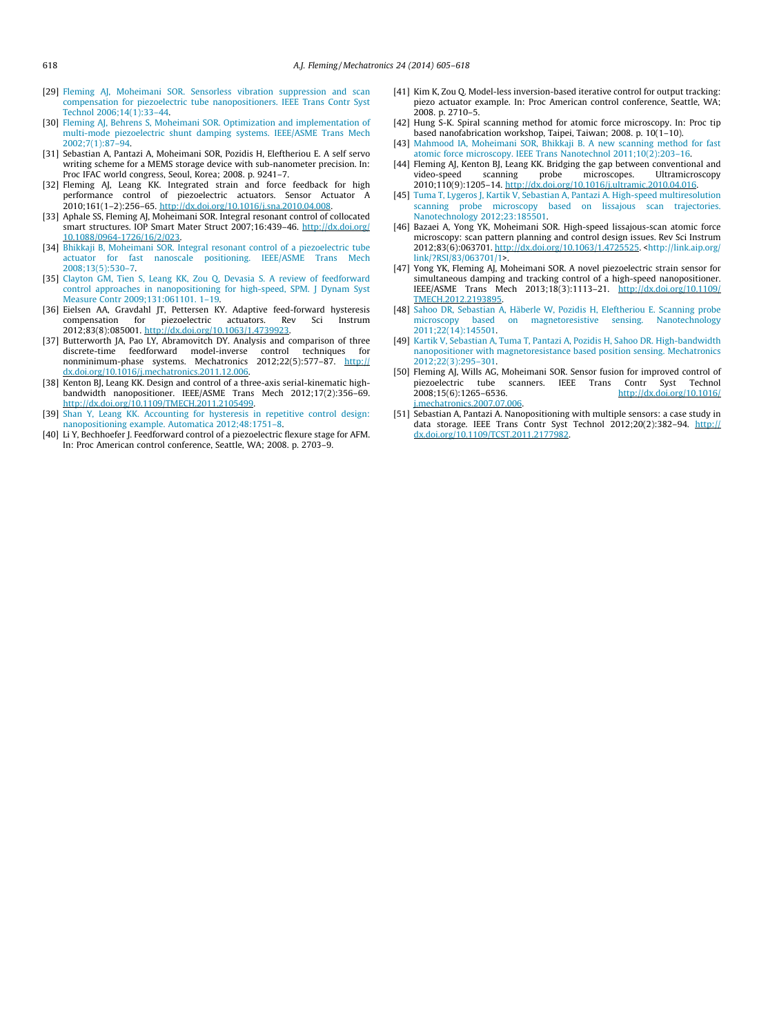[29] Fleming AJ, Moheimani SOR. Sensorless vibration suppression and scan compensation for piezoelectric tube nanopositioners. IEEE Trans Contr Syst Technol 2006;14(1):33–44.

[30] Fleming AJ, Behrens S, Moheimani SOR. Optimization and implementation of multi-mode piezoelectric shunt damping systems. IEEE/ASME Trans Mech 2002;7(1):87–94.

[31] Sebastian A, Pantazi A, Moheimani SOR, Pozidis H, Eleftheriou E. A self servo writing scheme for a MEMS storage device with sub-nanometer precision. In: Proc IFAC world congress, Seoul, Korea; 2008. p. 9241–7.

[32] Fleming AJ, Leang KK. Integrated strain and force feedback for high performance control of piezoelectric actuators. Sensor Actuator A 2010;161(1–2):256–65. http://dx.doi.org/10.1016/j.sna.2010.04.008.

[33] Aphale SS, Fleming AJ, Moheimani SOR. Integral resonant control of collocated smart structures. IOP Smart Mater Struct 2007;16:439–46. http://dx.doi.org/10.1088/0964-1726/16/2/023.

[34] Bhikkaji B, Moheimani SOR. Integral resonant control of a piezoelectric tube actuator for fast nanoscale positioning. IEEE/ASME Trans Mech 2008;13(5):530–7.

[35] Clayton GM, Tien S, Leang KK, Zou Q, Devasia S. A review of feedforward control approaches in nanopositioning for high-speed, SPM. J Dynam Syst Measure Contr 2009;131:061101. 1–19.

[36] Eielsen AA, Gravdahl JT, Pettersen KY. Adaptive feed-forward hysteresis compensation for piezoelectric actuators. Rev Sci Instrum 2012;83(8):085001. http://dx.doi.org/10.1063/1.4739923.

[37] Butterworth JA, Pao LY, Abramovitch DY. Analysis and comparison of three discrete-time feedforward model-inverse control techniques for nonminimum-phase systems. Mechatronics 2012;22(5):577–87. http://dx.doi.org/10.1016/j.mechatronics.2011.12.006.

[38] Kenton BJ, Leang KK. Design and control of a three-axis serial-kinematic high-bandwidth nanopositioner. IEEE/ASME Trans Mech 2012;17(2):356–69. http://dx.doi.org/10.1109/TMECH.2011.2105499.

[39] Shan Y, Leang KK. Accounting for hysteresis in repetitive control design: nanopositioning example. Automatica 2012;48:1751–8.

[40] Li Y, Bechhoefer J. Feedforward control of a piezoelectric flexure stage for AFM. In: Proc American control conference, Seattle, WA; 2008. p. 2703–9.

[41] Kim K, Zou Q. Model-less inversion-based iterative control for output tracking: piezo actuator example. In: Proc American control conference, Seattle, WA; 2008. p. 2710–5.

[42] Hung S-K. Spiral scanning method for atomic force microscopy. In: Proc tip based nanofabrication workshop, Taipei, Taiwan; 2008. p. 10(1–10).

[43] Mahmood IA, Moheimani SOR, Bhikkaji B. A new scanning method for fast atomic force microscopy. IEEE Trans Nanotechnol 2011;10(2):203–16.

[44] Fleming AJ, Kenton BJ, Leang KK. Bridging the gap between conventional and video-speed scanning probe microscopes. Ultramicroscopy 2010;110(9):1205–14. http://dx.doi.org/10.1016/j.ultramic.2010.04.016.

[45] Tuma T, Lygeros J, Kartik V, Sebastian A, Pantazi A. High-speed multiresolution scanning probe microscopy based on lissajous scan trajectories. Nanotechnology 2012;23:185501.

[46] Bazaei A, Yong YK, Moheimani SOR. High-speed lissajous-scan atomic force microscopy: scan pattern planning and control design issues. Rev Sci Instrum 2012;83(6):063701. http://dx.doi.org/10.1063/1.4725525. <http://link.aip.org/link/?RSI/83/063701/1>.

[47] Yong YK, Fleming AJ, Moheimani SOR. A novel piezoelectric strain sensor for simultaneous damping and tracking control of a high-speed nanopositioner. IEEE/ASME Trans Mech 2013;18(3):1113–21. http://dx.doi.org/10.1109/TMECH.2012.2193895.

[48] Sahoo DR, Sebastian A, Häberle W, Pozidis H, Eleftheriou E. Scanning probe microscopy based on magnetoresistive sensing. Nanotechnology 2011;22(14):145501.

[49] Kartik V, Sebastian A, Tuma T, Pantazi A, Pozidis H, Sahoo DR. High-bandwidth nanopositioner with magnetoresistance based position sensing. Mechatronics 2012;22(3):295–301.

[50] Fleming AJ, Wills AG, Moheimani SOR. Sensor fusion for improved control of piezoelectric tube scanners. IEEE Trans Contr Syst Technol 2008;15(6):1265–6536. http://dx.doi.org/10.1016/j.mechatronics.2007.07.006.

[51] Sebastian A, Pantazi A. Nanopositioning with multiple sensors: a case study in data storage. IEEE Trans Contr Syst Technol 2012;20(2):382–94. http://dx.doi.org/10.1109/TCST.2011.2177982.